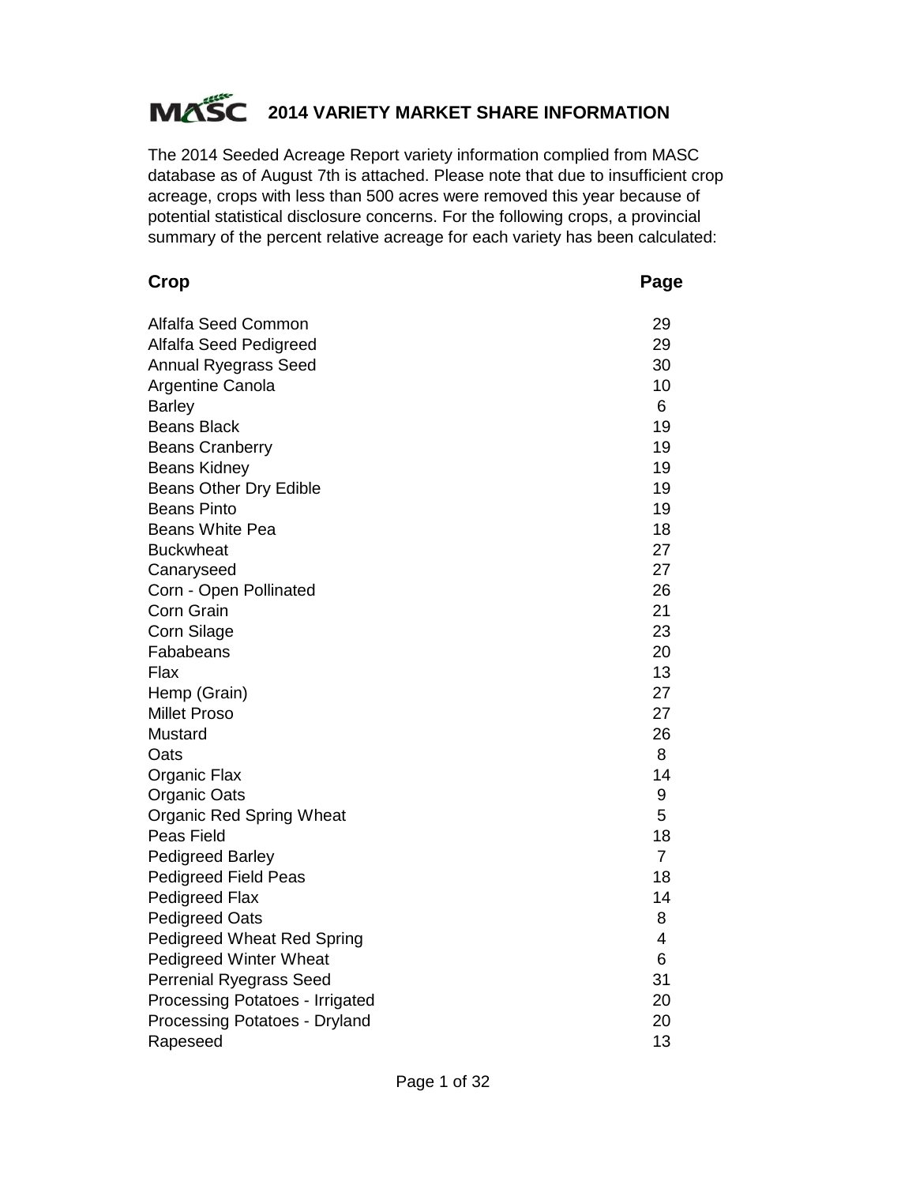# MASC 2014 VARIETY MARKET SHARE INFORMATION

The 2014 Seeded Acreage Report variety information complied from MASC database as of August 7th is attached. Please note that due to insufficient crop acreage, crops with less than 500 acres were removed this year because of potential statistical disclosure concerns. For the following crops, a provincial summary of the percent relative acreage for each variety has been calculated:

| Crop | Page |
|---|---|
| Alfalfa Seed Common | 29 |
| Alfalfa Seed Pedigreed | 29 |
| Annual Ryegrass Seed | 30 |
| Argentine Canola | 10 |
| Barley | 6 |
| Beans Black | 19 |
| Beans Cranberry | 19 |
| Beans Kidney | 19 |
| Beans Other Dry Edible | 19 |
| Beans Pinto | 19 |
| Beans White Pea | 18 |
| Buckwheat | 27 |
| Canaryseed | 27 |
| Corn - Open Pollinated | 26 |
| Corn Grain | 21 |
| Corn Silage | 23 |
| Fababeans | 20 |
| Flax | 13 |
| Hemp (Grain) | 27 |
| Millet Proso | 27 |
| Mustard | 26 |
| Oats | 8 |
| Organic Flax | 14 |
| Organic Oats | 9 |
| Organic Red Spring Wheat | 5 |
| Peas Field | 18 |
| Pedigreed Barley | 7 |
| Pedigreed Field Peas | 18 |
| Pedigreed Flax | 14 |
| Pedigreed Oats | 8 |
| Pedigreed Wheat Red Spring | 4 |
| Pedigreed Winter Wheat | 6 |
| Perrenial Ryegrass Seed | 31 |
| Processing Potatoes - Irrigated | 20 |
| Processing Potatoes - Dryland | 20 |
| Rapeseed | 13 |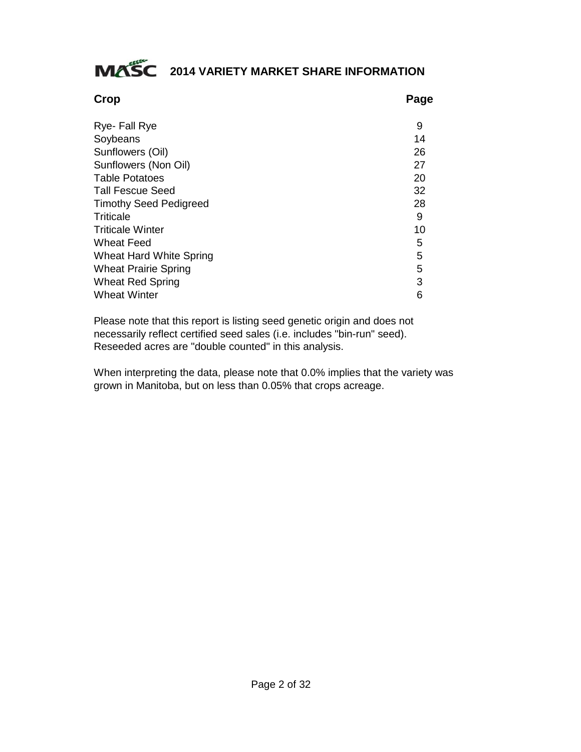# MASC 2014 VARIETY MARKET SHARE INFORMATION

| Crop | Page |
| --- | --- |
| Rye- Fall Rye | 9 |
| Soybeans | 14 |
| Sunflowers (Oil) | 26 |
| Sunflowers (Non Oil) | 27 |
| Table Potatoes | 20 |
| Tall Fescue Seed | 32 |
| Timothy Seed Pedigreed | 28 |
| Triticale | 9 |
| Triticale Winter | 10 |
| Wheat Feed | 5 |
| Wheat Hard White Spring | 5 |
| Wheat Prairie Spring | 5 |
| Wheat Red Spring | 3 |
| Wheat Winter | 6 |

Please note that this report is listing seed genetic origin and does not necessarily reflect certified seed sales (i.e. includes "bin-run" seed). Reseeded acres are "double counted" in this analysis.

When interpreting the data, please note that 0.0% implies that the variety was grown in Manitoba, but on less than 0.05% that crops acreage.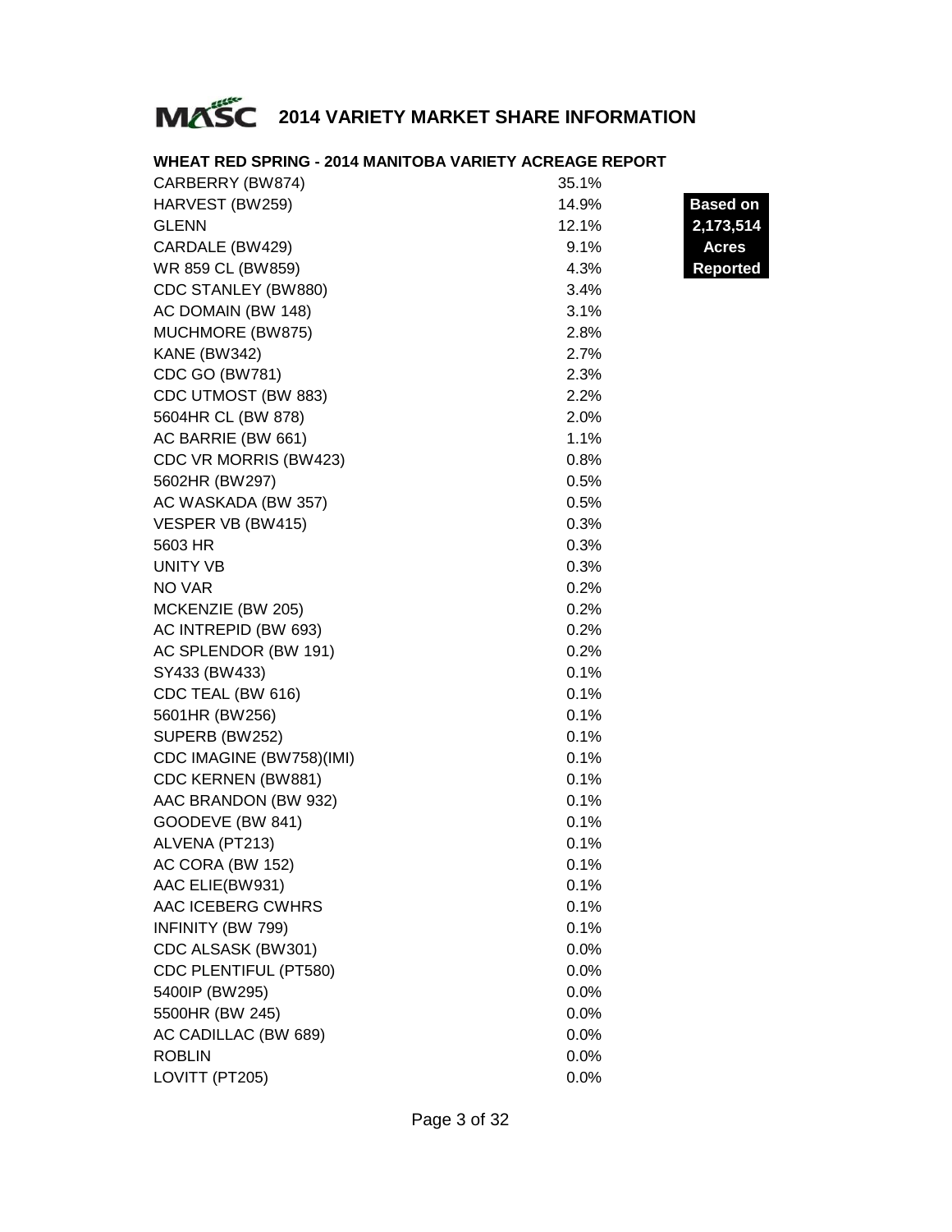# 2014 VARIETY MARKET SHARE INFORMATION

## WHEAT RED SPRING - 2014 MANITOBA VARIETY ACREAGE REPORT

**Based on 2,173,514 Acres Reported**

| Variety | Share |
|---|---|
| CARBERRY (BW874) | 35.1% |
| HARVEST (BW259) | 14.9% |
| GLENN | 12.1% |
| CARDALE (BW429) | 9.1% |
| WR 859 CL (BW859) | 4.3% |
| CDC STANLEY (BW880) | 3.4% |
| AC DOMAIN (BW 148) | 3.1% |
| MUCHMORE (BW875) | 2.8% |
| KANE (BW342) | 2.7% |
| CDC GO (BW781) | 2.3% |
| CDC UTMOST (BW 883) | 2.2% |
| 5604HR CL (BW 878) | 2.0% |
| AC BARRIE (BW 661) | 1.1% |
| CDC VR MORRIS (BW423) | 0.8% |
| 5602HR (BW297) | 0.5% |
| AC WASKADA (BW 357) | 0.5% |
| VESPER VB (BW415) | 0.3% |
| 5603 HR | 0.3% |
| UNITY VB | 0.3% |
| NO VAR | 0.2% |
| MCKENZIE (BW 205) | 0.2% |
| AC INTREPID (BW 693) | 0.2% |
| AC SPLENDOR (BW 191) | 0.2% |
| SY433 (BW433) | 0.1% |
| CDC TEAL (BW 616) | 0.1% |
| 5601HR (BW256) | 0.1% |
| SUPERB (BW252) | 0.1% |
| CDC IMAGINE (BW758)(IMI) | 0.1% |
| CDC KERNEN (BW881) | 0.1% |
| AAC BRANDON (BW 932) | 0.1% |
| GOODEVE (BW 841) | 0.1% |
| ALVENA (PT213) | 0.1% |
| AC CORA (BW 152) | 0.1% |
| AAC ELIE(BW931) | 0.1% |
| AAC ICEBERG CWHRS | 0.1% |
| INFINITY (BW 799) | 0.1% |
| CDC ALSASK (BW301) | 0.0% |
| CDC PLENTIFUL (PT580) | 0.0% |
| 5400IP (BW295) | 0.0% |
| 5500HR (BW 245) | 0.0% |
| AC CADILLAC (BW 689) | 0.0% |
| ROBLIN | 0.0% |
| LOVITT (PT205) | 0.0% |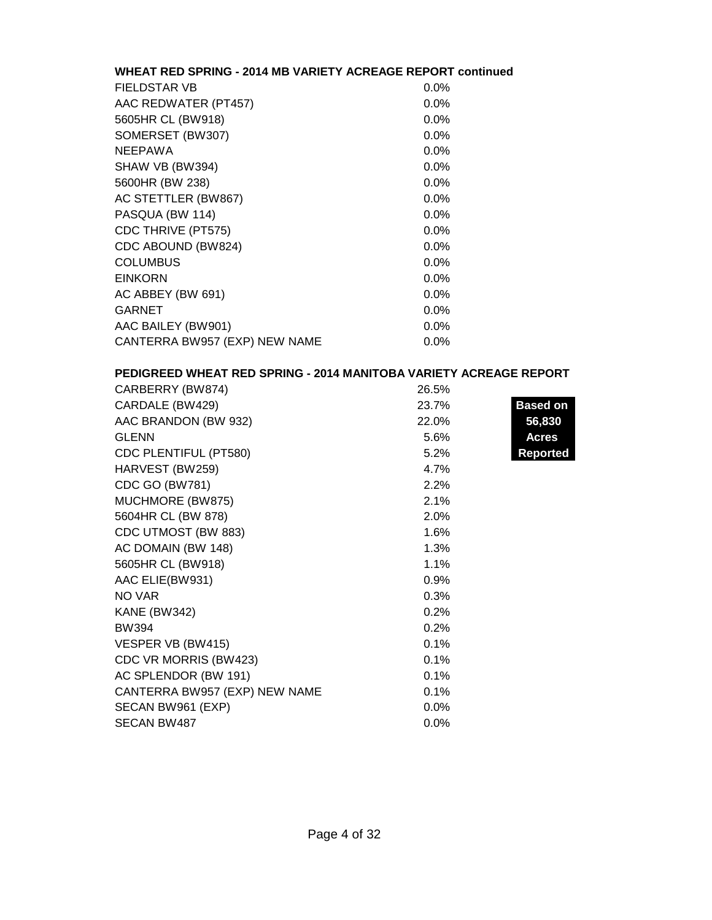### WHEAT RED SPRING - 2014 MB VARIETY ACREAGE REPORT continued

| Variety | Percent |
|---|---|
| FIELDSTAR VB | 0.0% |
| AAC REDWATER (PT457) | 0.0% |
| 5605HR CL (BW918) | 0.0% |
| SOMERSET (BW307) | 0.0% |
| NEEPAWA | 0.0% |
| SHAW VB (BW394) | 0.0% |
| 5600HR (BW 238) | 0.0% |
| AC STETTLER (BW867) | 0.0% |
| PASQUA (BW 114) | 0.0% |
| CDC THRIVE (PT575) | 0.0% |
| CDC ABOUND (BW824) | 0.0% |
| COLUMBUS | 0.0% |
| EINKORN | 0.0% |
| AC ABBEY (BW 691) | 0.0% |
| GARNET | 0.0% |
| AAC BAILEY (BW901) | 0.0% |
| CANTERRA BW957 (EXP) NEW NAME | 0.0% |

### PEDIGREED WHEAT RED SPRING - 2014 MANITOBA VARIETY ACREAGE REPORT

**Based on 56,830 Acres Reported**

| Variety | Percent |
|---|---|
| CARBERRY (BW874) | 26.5% |
| CARDALE (BW429) | 23.7% |
| AAC BRANDON (BW 932) | 22.0% |
| GLENN | 5.6% |
| CDC PLENTIFUL (PT580) | 5.2% |
| HARVEST (BW259) | 4.7% |
| CDC GO (BW781) | 2.2% |
| MUCHMORE (BW875) | 2.1% |
| 5604HR CL (BW 878) | 2.0% |
| CDC UTMOST (BW 883) | 1.6% |
| AC DOMAIN (BW 148) | 1.3% |
| 5605HR CL (BW918) | 1.1% |
| AAC ELIE(BW931) | 0.9% |
| NO VAR | 0.3% |
| KANE (BW342) | 0.2% |
| BW394 | 0.2% |
| VESPER VB (BW415) | 0.1% |
| CDC VR MORRIS (BW423) | 0.1% |
| AC SPLENDOR (BW 191) | 0.1% |
| CANTERRA BW957 (EXP) NEW NAME | 0.1% |
| SECAN BW961 (EXP) | 0.0% |
| SECAN BW487 | 0.0% |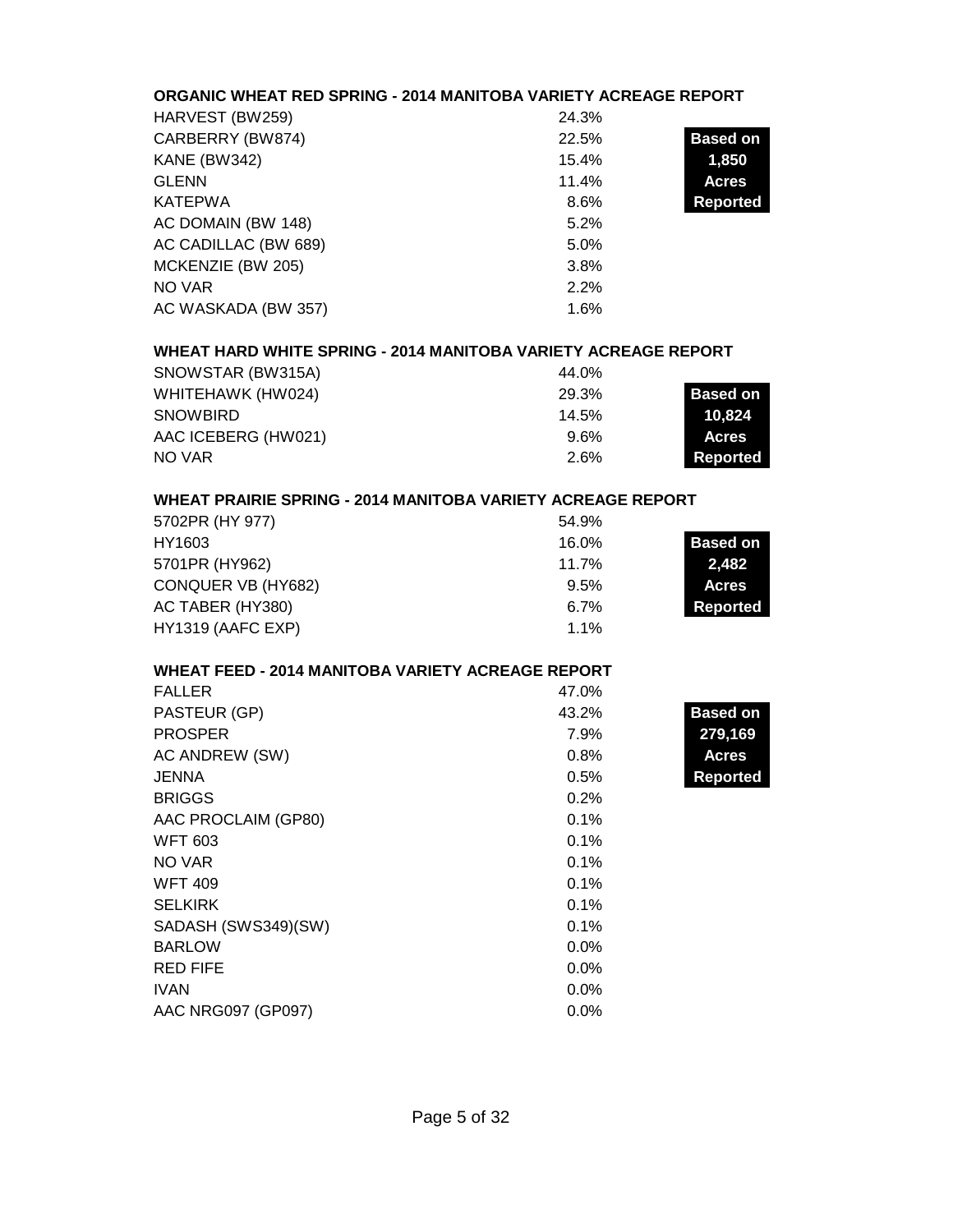### ORGANIC WHEAT RED SPRING - 2014 MANITOBA VARIETY ACREAGE REPORT

**Based on 1,850 Acres Reported**

| Variety | % |
|---|---|
| HARVEST (BW259) | 24.3% |
| CARBERRY (BW874) | 22.5% |
| KANE (BW342) | 15.4% |
| GLENN | 11.4% |
| KATEPWA | 8.6% |
| AC DOMAIN (BW 148) | 5.2% |
| AC CADILLAC (BW 689) | 5.0% |
| MCKENZIE (BW 205) | 3.8% |
| NO VAR | 2.2% |
| AC WASKADA (BW 357) | 1.6% |

### WHEAT HARD WHITE SPRING - 2014 MANITOBA VARIETY ACREAGE REPORT

**Based on 10,824 Acres Reported**

| Variety | % |
|---|---|
| SNOWSTAR (BW315A) | 44.0% |
| WHITEHAWK (HW024) | 29.3% |
| SNOWBIRD | 14.5% |
| AAC ICEBERG (HW021) | 9.6% |
| NO VAR | 2.6% |

### WHEAT PRAIRIE SPRING - 2014 MANITOBA VARIETY ACREAGE REPORT

**Based on 2,482 Acres Reported**

| Variety | % |
|---|---|
| 5702PR (HY 977) | 54.9% |
| HY1603 | 16.0% |
| 5701PR (HY962) | 11.7% |
| CONQUER VB (HY682) | 9.5% |
| AC TABER (HY380) | 6.7% |
| HY1319 (AAFC EXP) | 1.1% |

### WHEAT FEED - 2014 MANITOBA VARIETY ACREAGE REPORT

**Based on 279,169 Acres Reported**

| Variety | % |
|---|---|
| FALLER | 47.0% |
| PASTEUR (GP) | 43.2% |
| PROSPER | 7.9% |
| AC ANDREW (SW) | 0.8% |
| JENNA | 0.5% |
| BRIGGS | 0.2% |
| AAC PROCLAIM (GP80) | 0.1% |
| WFT 603 | 0.1% |
| NO VAR | 0.1% |
| WFT 409 | 0.1% |
| SELKIRK | 0.1% |
| SADASH (SWS349)(SW) | 0.1% |
| BARLOW | 0.0% |
| RED FIFE | 0.0% |
| IVAN | 0.0% |
| AAC NRG097 (GP097) | 0.0% |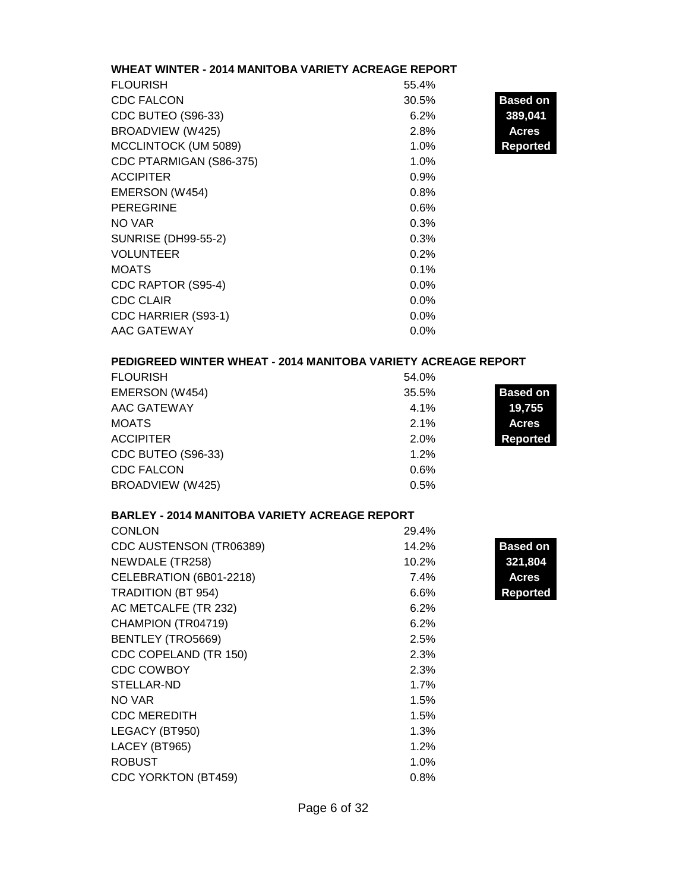### WHEAT WINTER - 2014 MANITOBA VARIETY ACREAGE REPORT

**Based on 389,041 Acres Reported**

| Variety | % |
|---|---|
| FLOURISH | 55.4% |
| CDC FALCON | 30.5% |
| CDC BUTEO (S96-33) | 6.2% |
| BROADVIEW (W425) | 2.8% |
| MCCLINTOCK (UM 5089) | 1.0% |
| CDC PTARMIGAN (S86-375) | 1.0% |
| ACCIPITER | 0.9% |
| EMERSON (W454) | 0.8% |
| PEREGRINE | 0.6% |
| NO VAR | 0.3% |
| SUNRISE (DH99-55-2) | 0.3% |
| VOLUNTEER | 0.2% |
| MOATS | 0.1% |
| CDC RAPTOR (S95-4) | 0.0% |
| CDC CLAIR | 0.0% |
| CDC HARRIER (S93-1) | 0.0% |
| AAC GATEWAY | 0.0% |

### PEDIGREED WINTER WHEAT - 2014 MANITOBA VARIETY ACREAGE REPORT

**Based on 19,755 Acres Reported**

| Variety | % |
|---|---|
| FLOURISH | 54.0% |
| EMERSON (W454) | 35.5% |
| AAC GATEWAY | 4.1% |
| MOATS | 2.1% |
| ACCIPITER | 2.0% |
| CDC BUTEO (S96-33) | 1.2% |
| CDC FALCON | 0.6% |
| BROADVIEW (W425) | 0.5% |

### BARLEY - 2014 MANITOBA VARIETY ACREAGE REPORT

**Based on 321,804 Acres Reported**

| Variety | % |
|---|---|
| CONLON | 29.4% |
| CDC AUSTENSON (TR06389) | 14.2% |
| NEWDALE (TR258) | 10.2% |
| CELEBRATION (6B01-2218) | 7.4% |
| TRADITION (BT 954) | 6.6% |
| AC METCALFE (TR 232) | 6.2% |
| CHAMPION (TR04719) | 6.2% |
| BENTLEY (TRO5669) | 2.5% |
| CDC COPELAND (TR 150) | 2.3% |
| CDC COWBOY | 2.3% |
| STELLAR-ND | 1.7% |
| NO VAR | 1.5% |
| CDC MEREDITH | 1.5% |
| LEGACY (BT950) | 1.3% |
| LACEY (BT965) | 1.2% |
| ROBUST | 1.0% |
| CDC YORKTON (BT459) | 0.8% |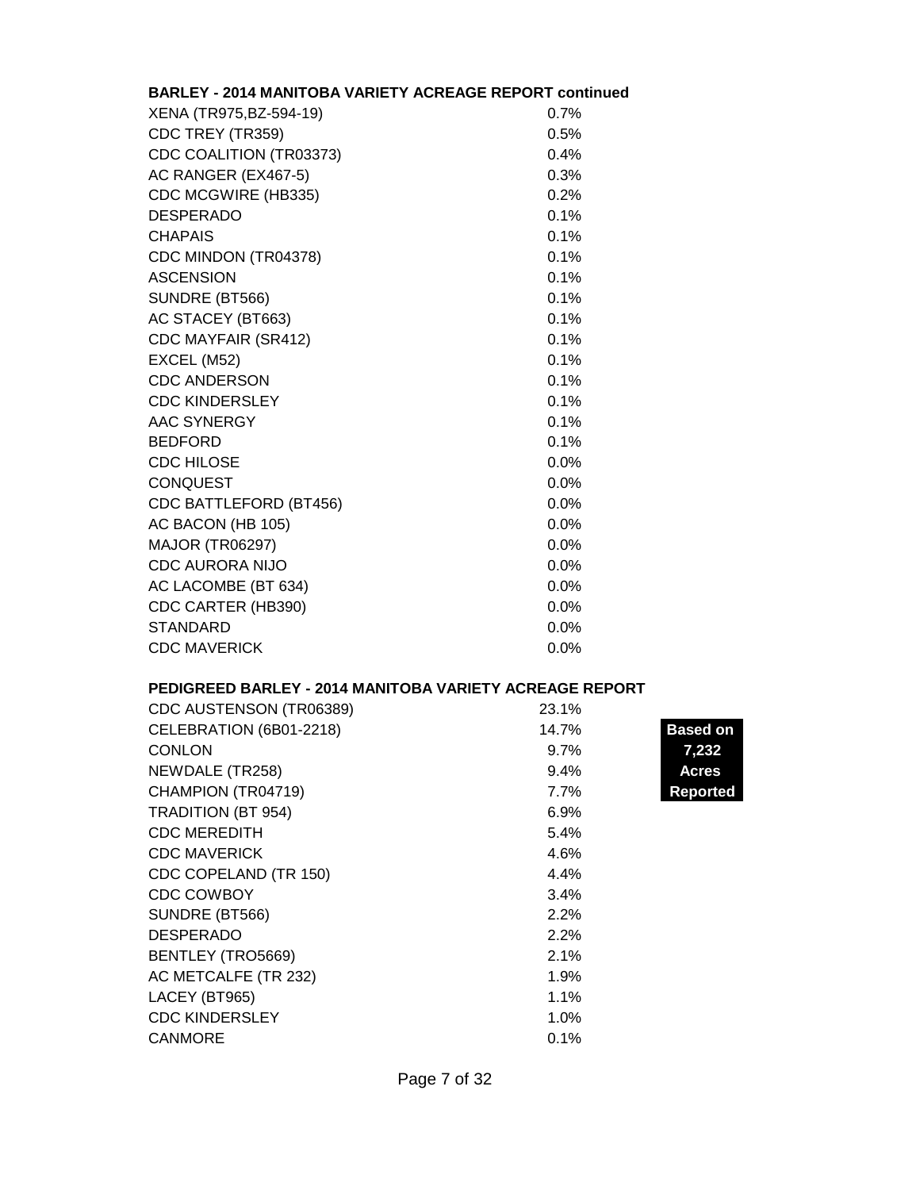**BARLEY - 2014 MANITOBA VARIETY ACREAGE REPORT continued**

| Variety | Percent |
|---|---|
| XENA (TR975,BZ-594-19) | 0.7% |
| CDC TREY (TR359) | 0.5% |
| CDC COALITION (TR03373) | 0.4% |
| AC RANGER (EX467-5) | 0.3% |
| CDC MCGWIRE (HB335) | 0.2% |
| DESPERADO | 0.1% |
| CHAPAIS | 0.1% |
| CDC MINDON (TR04378) | 0.1% |
| ASCENSION | 0.1% |
| SUNDRE (BT566) | 0.1% |
| AC STACEY (BT663) | 0.1% |
| CDC MAYFAIR (SR412) | 0.1% |
| EXCEL (M52) | 0.1% |
| CDC ANDERSON | 0.1% |
| CDC KINDERSLEY | 0.1% |
| AAC SYNERGY | 0.1% |
| BEDFORD | 0.1% |
| CDC HILOSE | 0.0% |
| CONQUEST | 0.0% |
| CDC BATTLEFORD (BT456) | 0.0% |
| AC BACON (HB 105) | 0.0% |
| MAJOR (TR06297) | 0.0% |
| CDC AURORA NIJO | 0.0% |
| AC LACOMBE (BT 634) | 0.0% |
| CDC CARTER (HB390) | 0.0% |
| STANDARD | 0.0% |
| CDC MAVERICK | 0.0% |

**PEDIGREED BARLEY - 2014 MANITOBA VARIETY ACREAGE REPORT**

**Based on 7,232 Acres Reported**

| Variety | Percent |
|---|---|
| CDC AUSTENSON (TR06389) | 23.1% |
| CELEBRATION (6B01-2218) | 14.7% |
| CONLON | 9.7% |
| NEWDALE (TR258) | 9.4% |
| CHAMPION (TR04719) | 7.7% |
| TRADITION (BT 954) | 6.9% |
| CDC MEREDITH | 5.4% |
| CDC MAVERICK | 4.6% |
| CDC COPELAND (TR 150) | 4.4% |
| CDC COWBOY | 3.4% |
| SUNDRE (BT566) | 2.2% |
| DESPERADO | 2.2% |
| BENTLEY (TRO5669) | 2.1% |
| AC METCALFE (TR 232) | 1.9% |
| LACEY (BT965) | 1.1% |
| CDC KINDERSLEY | 1.0% |
| CANMORE | 0.1% |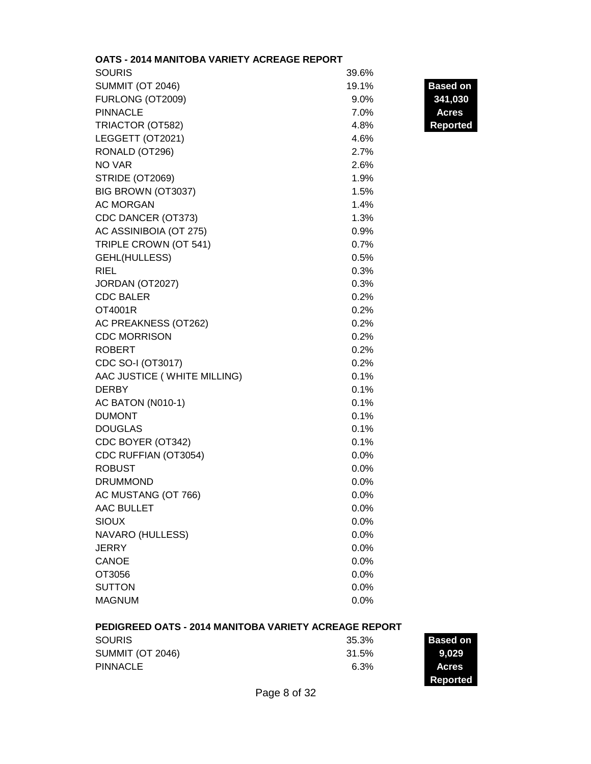**OATS - 2014 MANITOBA VARIETY ACREAGE REPORT**

**Based on 341,030 Acres Reported**

| Variety | Percent |
|---|---|
| SOURIS | 39.6% |
| SUMMIT (OT 2046) | 19.1% |
| FURLONG (OT2009) | 9.0% |
| PINNACLE | 7.0% |
| TRIACTOR (OT582) | 4.8% |
| LEGGETT (OT2021) | 4.6% |
| RONALD (OT296) | 2.7% |
| NO VAR | 2.6% |
| STRIDE (OT2069) | 1.9% |
| BIG BROWN (OT3037) | 1.5% |
| AC MORGAN | 1.4% |
| CDC DANCER (OT373) | 1.3% |
| AC ASSINIBOIA (OT 275) | 0.9% |
| TRIPLE CROWN (OT 541) | 0.7% |
| GEHL(HULLESS) | 0.5% |
| RIEL | 0.3% |
| JORDAN (OT2027) | 0.3% |
| CDC BALER | 0.2% |
| OT4001R | 0.2% |
| AC PREAKNESS (OT262) | 0.2% |
| CDC MORRISON | 0.2% |
| ROBERT | 0.2% |
| CDC SO-I (OT3017) | 0.2% |
| AAC JUSTICE ( WHITE MILLING) | 0.1% |
| DERBY | 0.1% |
| AC BATON (N010-1) | 0.1% |
| DUMONT | 0.1% |
| DOUGLAS | 0.1% |
| CDC BOYER (OT342) | 0.1% |
| CDC RUFFIAN (OT3054) | 0.0% |
| ROBUST | 0.0% |
| DRUMMOND | 0.0% |
| AC MUSTANG (OT 766) | 0.0% |
| AAC BULLET | 0.0% |
| SIOUX | 0.0% |
| NAVARO (HULLESS) | 0.0% |
| JERRY | 0.0% |
| CANOE | 0.0% |
| OT3056 | 0.0% |
| SUTTON | 0.0% |
| MAGNUM | 0.0% |

**PEDIGREED OATS - 2014 MANITOBA VARIETY ACREAGE REPORT**

**Based on 9,029 Acres Reported**

| Variety | Percent |
|---|---|
| SOURIS | 35.3% |
| SUMMIT (OT 2046) | 31.5% |
| PINNACLE | 6.3% |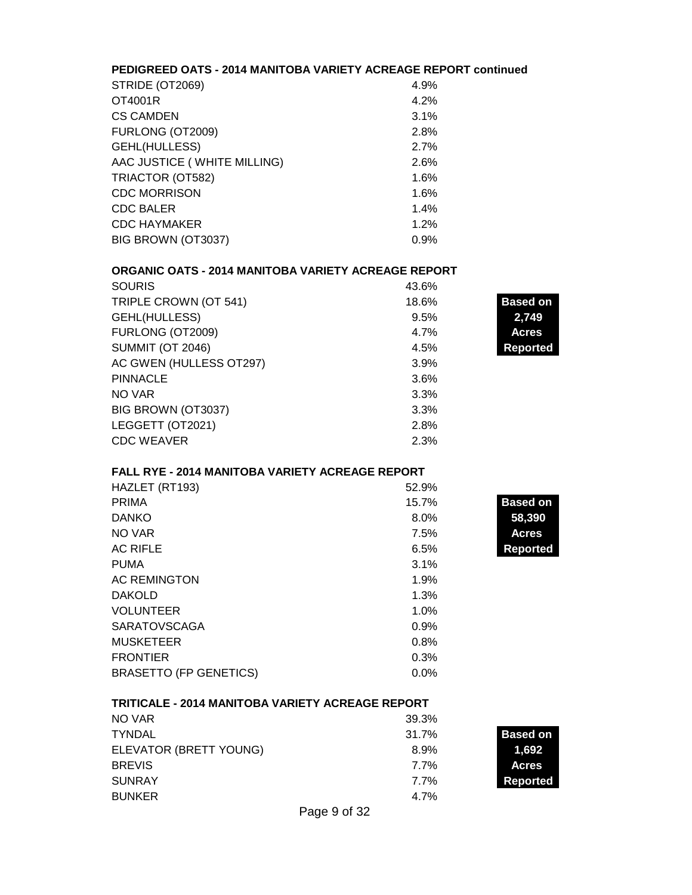**PEDIGREED OATS - 2014 MANITOBA VARIETY ACREAGE REPORT continued**

| Variety | % |
|---|---|
| STRIDE (OT2069) | 4.9% |
| OT4001R | 4.2% |
| CS CAMDEN | 3.1% |
| FURLONG (OT2009) | 2.8% |
| GEHL(HULLESS) | 2.7% |
| AAC JUSTICE ( WHITE MILLING) | 2.6% |
| TRIACTOR (OT582) | 1.6% |
| CDC MORRISON | 1.6% |
| CDC BALER | 1.4% |
| CDC HAYMAKER | 1.2% |
| BIG BROWN (OT3037) | 0.9% |

**ORGANIC OATS - 2014 MANITOBA VARIETY ACREAGE REPORT**

**Based on 2,749 Acres Reported**

| Variety | % |
|---|---|
| SOURIS | 43.6% |
| TRIPLE CROWN (OT 541) | 18.6% |
| GEHL(HULLESS) | 9.5% |
| FURLONG (OT2009) | 4.7% |
| SUMMIT (OT 2046) | 4.5% |
| AC GWEN (HULLESS OT297) | 3.9% |
| PINNACLE | 3.6% |
| NO VAR | 3.3% |
| BIG BROWN (OT3037) | 3.3% |
| LEGGETT (OT2021) | 2.8% |
| CDC WEAVER | 2.3% |

**FALL RYE - 2014 MANITOBA VARIETY ACREAGE REPORT**

**Based on 58,390 Acres Reported**

| Variety | % |
|---|---|
| HAZLET (RT193) | 52.9% |
| PRIMA | 15.7% |
| DANKO | 8.0% |
| NO VAR | 7.5% |
| AC RIFLE | 6.5% |
| PUMA | 3.1% |
| AC REMINGTON | 1.9% |
| DAKOLD | 1.3% |
| VOLUNTEER | 1.0% |
| SARATOVSCAGA | 0.9% |
| MUSKETEER | 0.8% |
| FRONTIER | 0.3% |
| BRASETTO (FP GENETICS) | 0.0% |

**TRITICALE - 2014 MANITOBA VARIETY ACREAGE REPORT**

**Based on 1,692 Acres Reported**

| Variety | % |
|---|---|
| NO VAR | 39.3% |
| TYNDAL | 31.7% |
| ELEVATOR (BRETT YOUNG) | 8.9% |
| BREVIS | 7.7% |
| SUNRAY | 7.7% |
| BUNKER | 4.7% |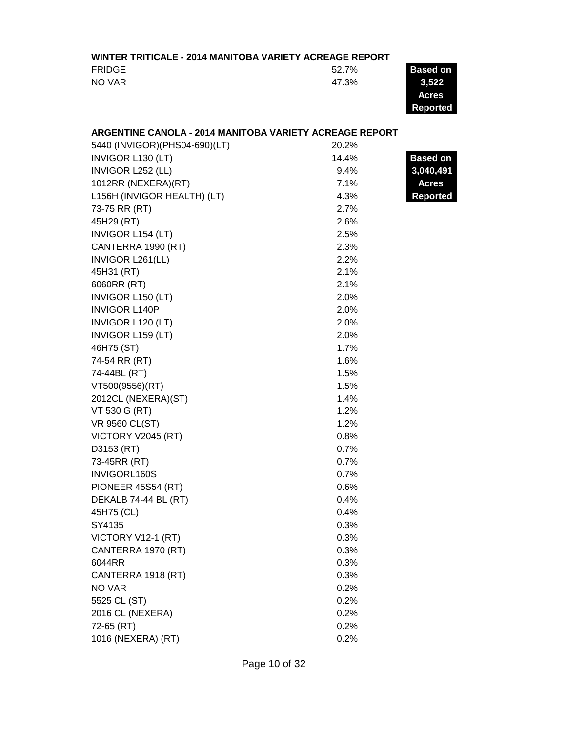**WINTER TRITICALE - 2014 MANITOBA VARIETY ACREAGE REPORT**

| Variety | Percent |
|---|---|
| FRIDGE | 52.7% |
| NO VAR | 47.3% |

**Based on 3,522 Acres Reported**

**ARGENTINE CANOLA - 2014 MANITOBA VARIETY ACREAGE REPORT**

**Based on 3,040,491 Acres Reported**

| Variety | Percent |
|---|---|
| 5440 (INVIGOR)(PHS04-690)(LT) | 20.2% |
| INVIGOR L130 (LT) | 14.4% |
| INVIGOR L252 (LL) | 9.4% |
| 1012RR (NEXERA)(RT) | 7.1% |
| L156H (INVIGOR HEALTH) (LT) | 4.3% |
| 73-75 RR (RT) | 2.7% |
| 45H29 (RT) | 2.6% |
| INVIGOR L154 (LT) | 2.5% |
| CANTERRA 1990 (RT) | 2.3% |
| INVIGOR L261(LL) | 2.2% |
| 45H31 (RT) | 2.1% |
| 6060RR (RT) | 2.1% |
| INVIGOR L150 (LT) | 2.0% |
| INVIGOR L140P | 2.0% |
| INVIGOR L120 (LT) | 2.0% |
| INVIGOR L159 (LT) | 2.0% |
| 46H75 (ST) | 1.7% |
| 74-54 RR (RT) | 1.6% |
| 74-44BL (RT) | 1.5% |
| VT500(9556)(RT) | 1.5% |
| 2012CL (NEXERA)(ST) | 1.4% |
| VT 530 G (RT) | 1.2% |
| VR 9560 CL(ST) | 1.2% |
| VICTORY V2045 (RT) | 0.8% |
| D3153 (RT) | 0.7% |
| 73-45RR (RT) | 0.7% |
| INVIGORL160S | 0.7% |
| PIONEER 45S54 (RT) | 0.6% |
| DEKALB 74-44 BL (RT) | 0.4% |
| 45H75 (CL) | 0.4% |
| SY4135 | 0.3% |
| VICTORY V12-1 (RT) | 0.3% |
| CANTERRA 1970 (RT) | 0.3% |
| 6044RR | 0.3% |
| CANTERRA 1918 (RT) | 0.3% |
| NO VAR | 0.2% |
| 5525 CL (ST) | 0.2% |
| 2016 CL (NEXERA) | 0.2% |
| 72-65 (RT) | 0.2% |
| 1016 (NEXERA) (RT) | 0.2% |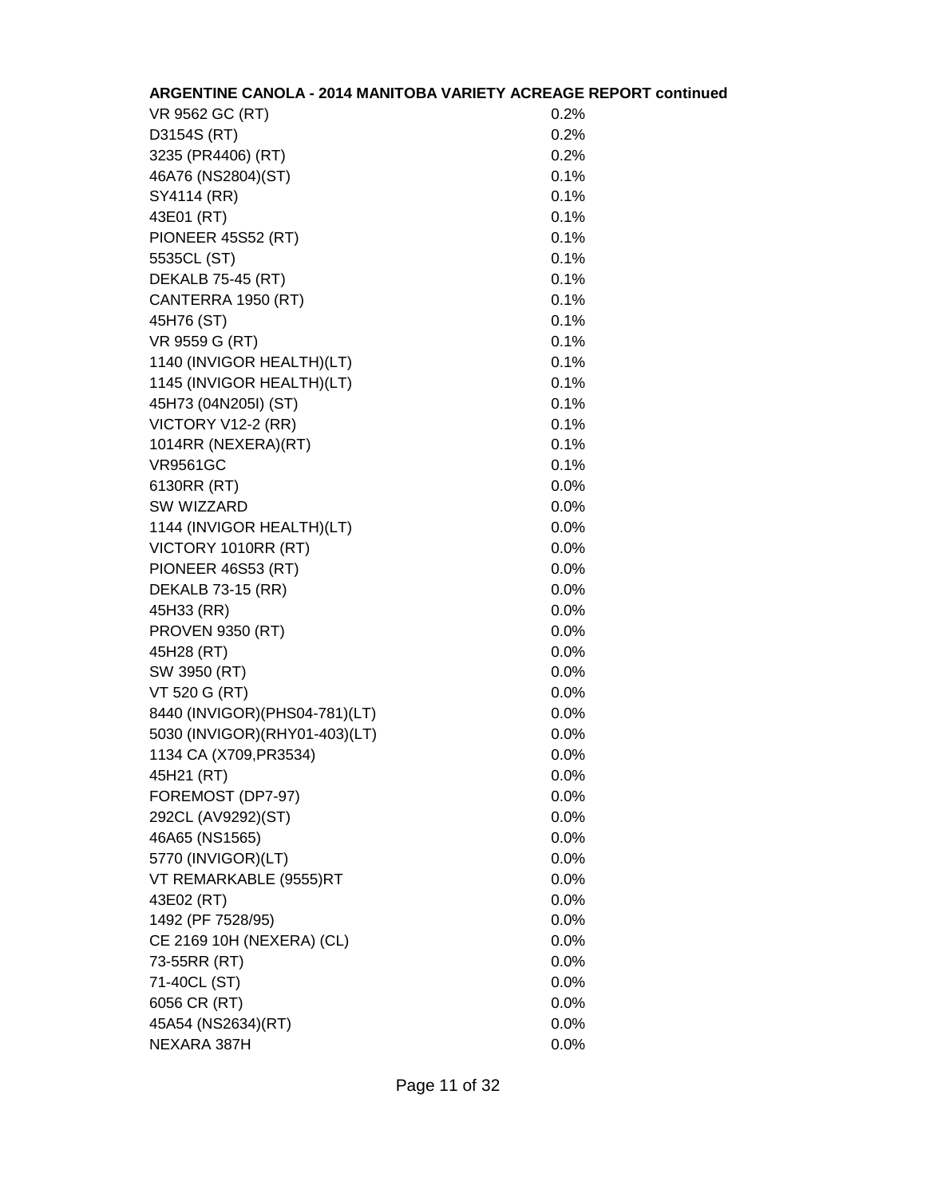**ARGENTINE CANOLA - 2014 MANITOBA VARIETY ACREAGE REPORT continued**

| | |
|---|---|
| VR 9562 GC (RT) | 0.2% |
| D3154S (RT) | 0.2% |
| 3235 (PR4406) (RT) | 0.2% |
| 46A76 (NS2804)(ST) | 0.1% |
| SY4114 (RR) | 0.1% |
| 43E01 (RT) | 0.1% |
| PIONEER 45S52 (RT) | 0.1% |
| 5535CL (ST) | 0.1% |
| DEKALB 75-45 (RT) | 0.1% |
| CANTERRA 1950 (RT) | 0.1% |
| 45H76 (ST) | 0.1% |
| VR 9559 G (RT) | 0.1% |
| 1140 (INVIGOR HEALTH)(LT) | 0.1% |
| 1145 (INVIGOR HEALTH)(LT) | 0.1% |
| 45H73 (04N205I) (ST) | 0.1% |
| VICTORY V12-2 (RR) | 0.1% |
| 1014RR (NEXERA)(RT) | 0.1% |
| VR9561GC | 0.1% |
| 6130RR (RT) | 0.0% |
| SW WIZZARD | 0.0% |
| 1144 (INVIGOR HEALTH)(LT) | 0.0% |
| VICTORY 1010RR (RT) | 0.0% |
| PIONEER 46S53 (RT) | 0.0% |
| DEKALB 73-15 (RR) | 0.0% |
| 45H33 (RR) | 0.0% |
| PROVEN 9350 (RT) | 0.0% |
| 45H28 (RT) | 0.0% |
| SW 3950 (RT) | 0.0% |
| VT 520 G (RT) | 0.0% |
| 8440 (INVIGOR)(PHS04-781)(LT) | 0.0% |
| 5030 (INVIGOR)(RHY01-403)(LT) | 0.0% |
| 1134 CA (X709,PR3534) | 0.0% |
| 45H21 (RT) | 0.0% |
| FOREMOST (DP7-97) | 0.0% |
| 292CL (AV9292)(ST) | 0.0% |
| 46A65 (NS1565) | 0.0% |
| 5770 (INVIGOR)(LT) | 0.0% |
| VT REMARKABLE (9555)RT | 0.0% |
| 43E02 (RT) | 0.0% |
| 1492 (PF 7528/95) | 0.0% |
| CE 2169 10H (NEXERA) (CL) | 0.0% |
| 73-55RR (RT) | 0.0% |
| 71-40CL (ST) | 0.0% |
| 6056 CR (RT) | 0.0% |
| 45A54 (NS2634)(RT) | 0.0% |
| NEXARA 387H | 0.0% |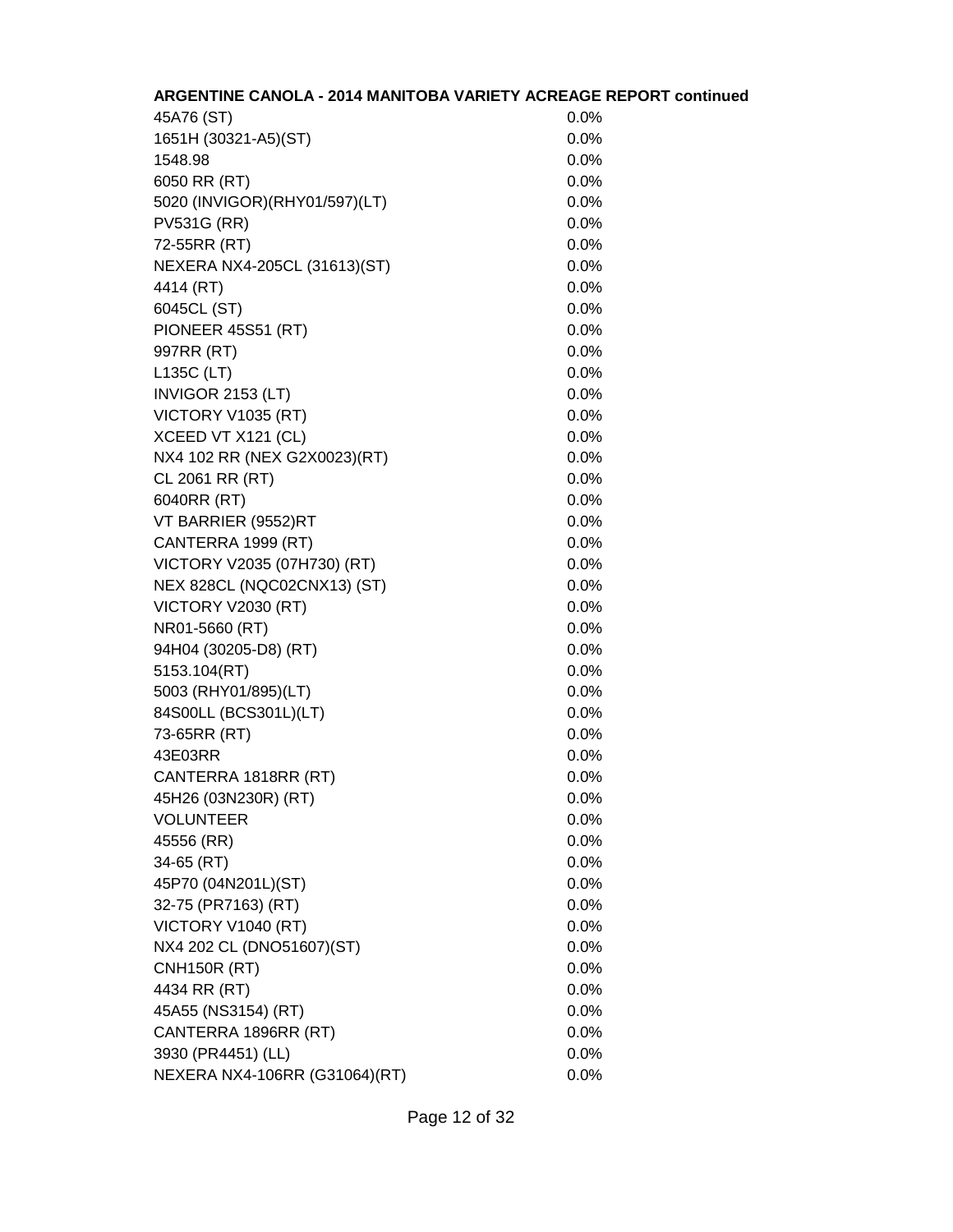**ARGENTINE CANOLA - 2014 MANITOBA VARIETY ACREAGE REPORT continued**

| | |
|---|---|
| 45A76 (ST) | 0.0% |
| 1651H (30321-A5)(ST) | 0.0% |
| 1548.98 | 0.0% |
| 6050 RR (RT) | 0.0% |
| 5020 (INVIGOR)(RHY01/597)(LT) | 0.0% |
| PV531G (RR) | 0.0% |
| 72-55RR (RT) | 0.0% |
| NEXERA NX4-205CL (31613)(ST) | 0.0% |
| 4414 (RT) | 0.0% |
| 6045CL (ST) | 0.0% |
| PIONEER 45S51 (RT) | 0.0% |
| 997RR (RT) | 0.0% |
| L135C (LT) | 0.0% |
| INVIGOR 2153 (LT) | 0.0% |
| VICTORY V1035 (RT) | 0.0% |
| XCEED VT X121 (CL) | 0.0% |
| NX4 102 RR (NEX G2X0023)(RT) | 0.0% |
| CL 2061 RR (RT) | 0.0% |
| 6040RR (RT) | 0.0% |
| VT BARRIER (9552)RT | 0.0% |
| CANTERRA 1999 (RT) | 0.0% |
| VICTORY V2035 (07H730) (RT) | 0.0% |
| NEX 828CL (NQC02CNX13) (ST) | 0.0% |
| VICTORY V2030 (RT) | 0.0% |
| NR01-5660 (RT) | 0.0% |
| 94H04 (30205-D8) (RT) | 0.0% |
| 5153.104(RT) | 0.0% |
| 5003 (RHY01/895)(LT) | 0.0% |
| 84S00LL (BCS301L)(LT) | 0.0% |
| 73-65RR (RT) | 0.0% |
| 43E03RR | 0.0% |
| CANTERRA 1818RR (RT) | 0.0% |
| 45H26 (03N230R) (RT) | 0.0% |
| VOLUNTEER | 0.0% |
| 45556 (RR) | 0.0% |
| 34-65 (RT) | 0.0% |
| 45P70 (04N201L)(ST) | 0.0% |
| 32-75 (PR7163) (RT) | 0.0% |
| VICTORY V1040 (RT) | 0.0% |
| NX4 202 CL (DNO51607)(ST) | 0.0% |
| CNH150R (RT) | 0.0% |
| 4434 RR (RT) | 0.0% |
| 45A55 (NS3154) (RT) | 0.0% |
| CANTERRA 1896RR (RT) | 0.0% |
| 3930 (PR4451) (LL) | 0.0% |
| NEXERA NX4-106RR (G31064)(RT) | 0.0% |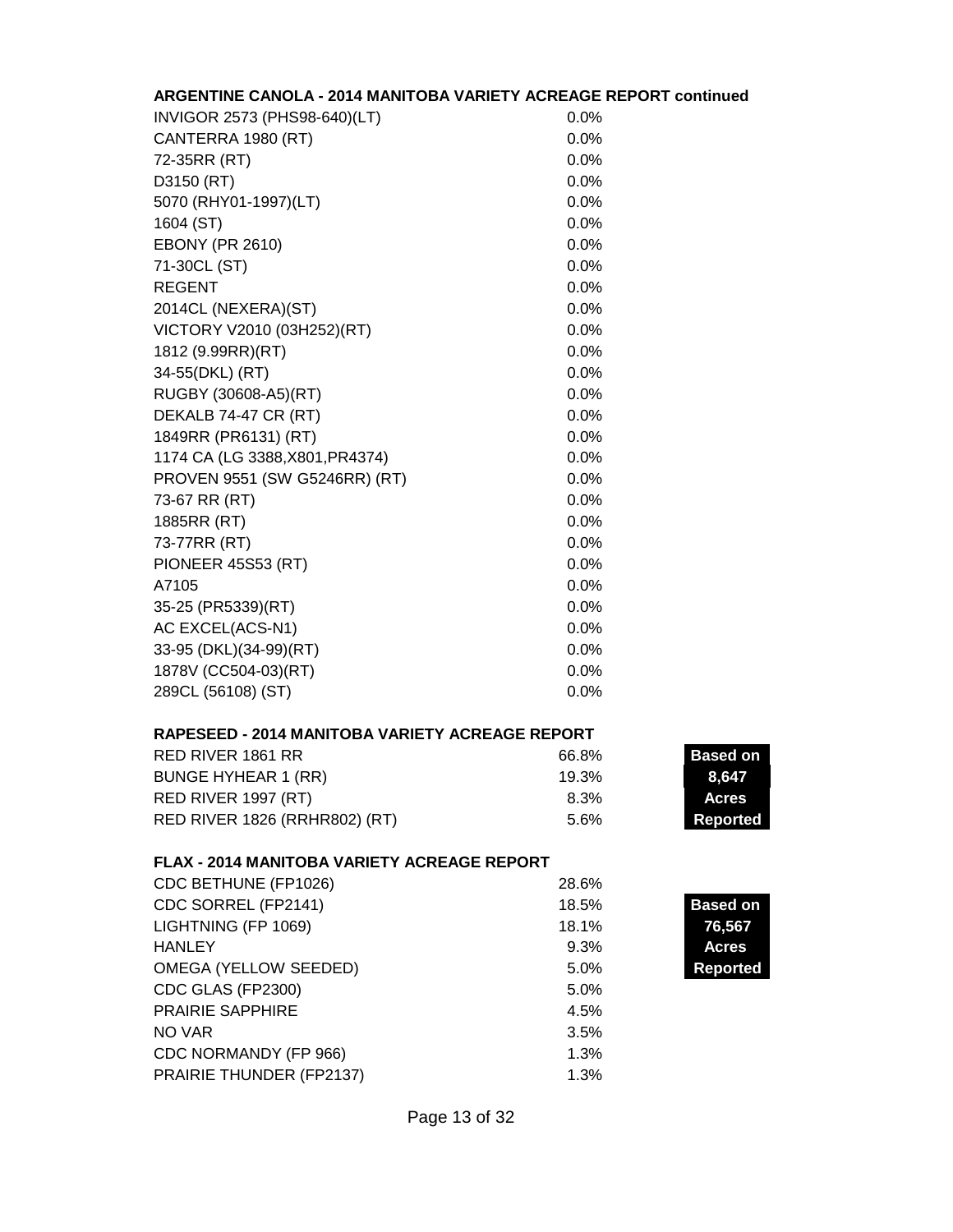**ARGENTINE CANOLA - 2014 MANITOBA VARIETY ACREAGE REPORT continued**

| Variety | % |
|---|---|
| INVIGOR 2573 (PHS98-640)(LT) | 0.0% |
| CANTERRA 1980 (RT) | 0.0% |
| 72-35RR (RT) | 0.0% |
| D3150 (RT) | 0.0% |
| 5070 (RHY01-1997)(LT) | 0.0% |
| 1604 (ST) | 0.0% |
| EBONY (PR 2610) | 0.0% |
| 71-30CL (ST) | 0.0% |
| REGENT | 0.0% |
| 2014CL (NEXERA)(ST) | 0.0% |
| VICTORY V2010 (03H252)(RT) | 0.0% |
| 1812 (9.99RR)(RT) | 0.0% |
| 34-55(DKL) (RT) | 0.0% |
| RUGBY (30608-A5)(RT) | 0.0% |
| DEKALB 74-47 CR (RT) | 0.0% |
| 1849RR (PR6131) (RT) | 0.0% |
| 1174 CA (LG 3388,X801,PR4374) | 0.0% |
| PROVEN 9551 (SW G5246RR) (RT) | 0.0% |
| 73-67 RR (RT) | 0.0% |
| 1885RR (RT) | 0.0% |
| 73-77RR (RT) | 0.0% |
| PIONEER 45S53 (RT) | 0.0% |
| A7105 | 0.0% |
| 35-25 (PR5339)(RT) | 0.0% |
| AC EXCEL(ACS-N1) | 0.0% |
| 33-95 (DKL)(34-99)(RT) | 0.0% |
| 1878V (CC504-03)(RT) | 0.0% |
| 289CL (56108) (ST) | 0.0% |

**RAPESEED - 2014 MANITOBA VARIETY ACREAGE REPORT**

**Based on 8,647 Acres Reported**

| Variety | % |
|---|---|
| RED RIVER 1861 RR | 66.8% |
| BUNGE HYHEAR 1 (RR) | 19.3% |
| RED RIVER 1997 (RT) | 8.3% |
| RED RIVER 1826 (RRHR802) (RT) | 5.6% |

**FLAX - 2014 MANITOBA VARIETY ACREAGE REPORT**

**Based on 76,567 Acres Reported**

| Variety | % |
|---|---|
| CDC BETHUNE (FP1026) | 28.6% |
| CDC SORREL (FP2141) | 18.5% |
| LIGHTNING (FP 1069) | 18.1% |
| HANLEY | 9.3% |
| OMEGA (YELLOW SEEDED) | 5.0% |
| CDC GLAS (FP2300) | 5.0% |
| PRAIRIE SAPPHIRE | 4.5% |
| NO VAR | 3.5% |
| CDC NORMANDY (FP 966) | 1.3% |
| PRAIRIE THUNDER (FP2137) | 1.3% |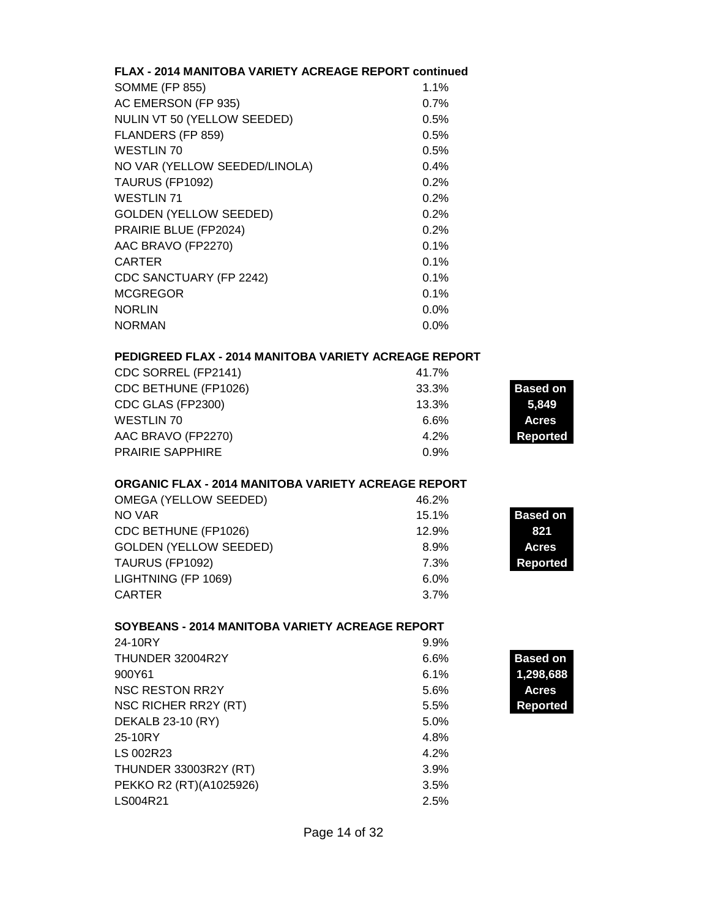**FLAX - 2014 MANITOBA VARIETY ACREAGE REPORT continued**

| Variety | % |
|---|---|
| SOMME (FP 855) | 1.1% |
| AC EMERSON (FP 935) | 0.7% |
| NULIN VT 50 (YELLOW SEEDED) | 0.5% |
| FLANDERS (FP 859) | 0.5% |
| WESTLIN 70 | 0.5% |
| NO VAR (YELLOW SEEDED/LINOLA) | 0.4% |
| TAURUS (FP1092) | 0.2% |
| WESTLIN 71 | 0.2% |
| GOLDEN (YELLOW SEEDED) | 0.2% |
| PRAIRIE BLUE (FP2024) | 0.2% |
| AAC BRAVO (FP2270) | 0.1% |
| CARTER | 0.1% |
| CDC SANCTUARY (FP 2242) | 0.1% |
| MCGREGOR | 0.1% |
| NORLIN | 0.0% |
| NORMAN | 0.0% |

**PEDIGREED FLAX - 2014 MANITOBA VARIETY ACREAGE REPORT**

**Based on 5,849 Acres Reported**

| Variety | % |
|---|---|
| CDC SORREL (FP2141) | 41.7% |
| CDC BETHUNE (FP1026) | 33.3% |
| CDC GLAS (FP2300) | 13.3% |
| WESTLIN 70 | 6.6% |
| AAC BRAVO (FP2270) | 4.2% |
| PRAIRIE SAPPHIRE | 0.9% |

**ORGANIC FLAX - 2014 MANITOBA VARIETY ACREAGE REPORT**

**Based on 821 Acres Reported**

| Variety | % |
|---|---|
| OMEGA (YELLOW SEEDED) | 46.2% |
| NO VAR | 15.1% |
| CDC BETHUNE (FP1026) | 12.9% |
| GOLDEN (YELLOW SEEDED) | 8.9% |
| TAURUS (FP1092) | 7.3% |
| LIGHTNING (FP 1069) | 6.0% |
| CARTER | 3.7% |

**SOYBEANS - 2014 MANITOBA VARIETY ACREAGE REPORT**

**Based on 1,298,688 Acres Reported**

| Variety | % |
|---|---|
| 24-10RY | 9.9% |
| THUNDER 32004R2Y | 6.6% |
| 900Y61 | 6.1% |
| NSC RESTON RR2Y | 5.6% |
| NSC RICHER RR2Y (RT) | 5.5% |
| DEKALB 23-10 (RY) | 5.0% |
| 25-10RY | 4.8% |
| LS 002R23 | 4.2% |
| THUNDER 33003R2Y (RT) | 3.9% |
| PEKKO R2 (RT)(A1025926) | 3.5% |
| LS004R21 | 2.5% |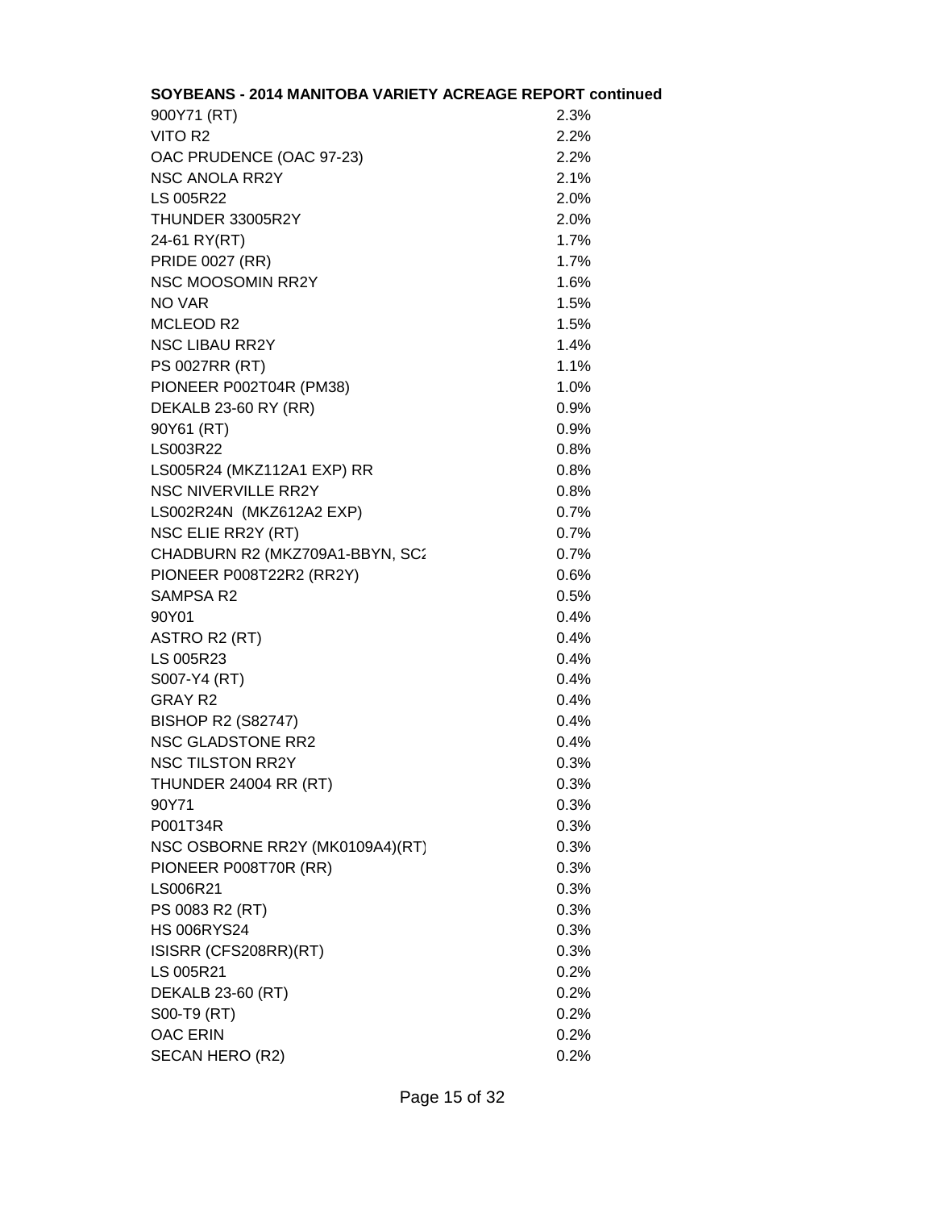**SOYBEANS - 2014 MANITOBA VARIETY ACREAGE REPORT continued**

| Variety | Acreage |
|---|---|
| 900Y71 (RT) | 2.3% |
| VITO R2 | 2.2% |
| OAC PRUDENCE (OAC 97-23) | 2.2% |
| NSC ANOLA RR2Y | 2.1% |
| LS 005R22 | 2.0% |
| THUNDER 33005R2Y | 2.0% |
| 24-61 RY(RT) | 1.7% |
| PRIDE 0027 (RR) | 1.7% |
| NSC MOOSOMIN RR2Y | 1.6% |
| NO VAR | 1.5% |
| MCLEOD R2 | 1.5% |
| NSC LIBAU RR2Y | 1.4% |
| PS 0027RR (RT) | 1.1% |
| PIONEER P002T04R (PM38) | 1.0% |
| DEKALB 23-60 RY (RR) | 0.9% |
| 90Y61 (RT) | 0.9% |
| LS003R22 | 0.8% |
| LS005R24 (MKZ112A1 EXP) RR | 0.8% |
| NSC NIVERVILLE RR2Y | 0.8% |
| LS002R24N (MKZ612A2 EXP) | 0.7% |
| NSC ELIE RR2Y (RT) | 0.7% |
| CHADBURN R2 (MKZ709A1-BBYN, SC2 | 0.7% |
| PIONEER P008T22R2 (RR2Y) | 0.6% |
| SAMPSA R2 | 0.5% |
| 90Y01 | 0.4% |
| ASTRO R2 (RT) | 0.4% |
| LS 005R23 | 0.4% |
| S007-Y4 (RT) | 0.4% |
| GRAY R2 | 0.4% |
| BISHOP R2 (S82747) | 0.4% |
| NSC GLADSTONE RR2 | 0.4% |
| NSC TILSTON RR2Y | 0.3% |
| THUNDER 24004 RR (RT) | 0.3% |
| 90Y71 | 0.3% |
| P001T34R | 0.3% |
| NSC OSBORNE RR2Y (MK0109A4)(RT) | 0.3% |
| PIONEER P008T70R (RR) | 0.3% |
| LS006R21 | 0.3% |
| PS 0083 R2 (RT) | 0.3% |
| HS 006RYS24 | 0.3% |
| ISISRR (CFS208RR)(RT) | 0.3% |
| LS 005R21 | 0.2% |
| DEKALB 23-60 (RT) | 0.2% |
| S00-T9 (RT) | 0.2% |
| OAC ERIN | 0.2% |
| SECAN HERO (R2) | 0.2% |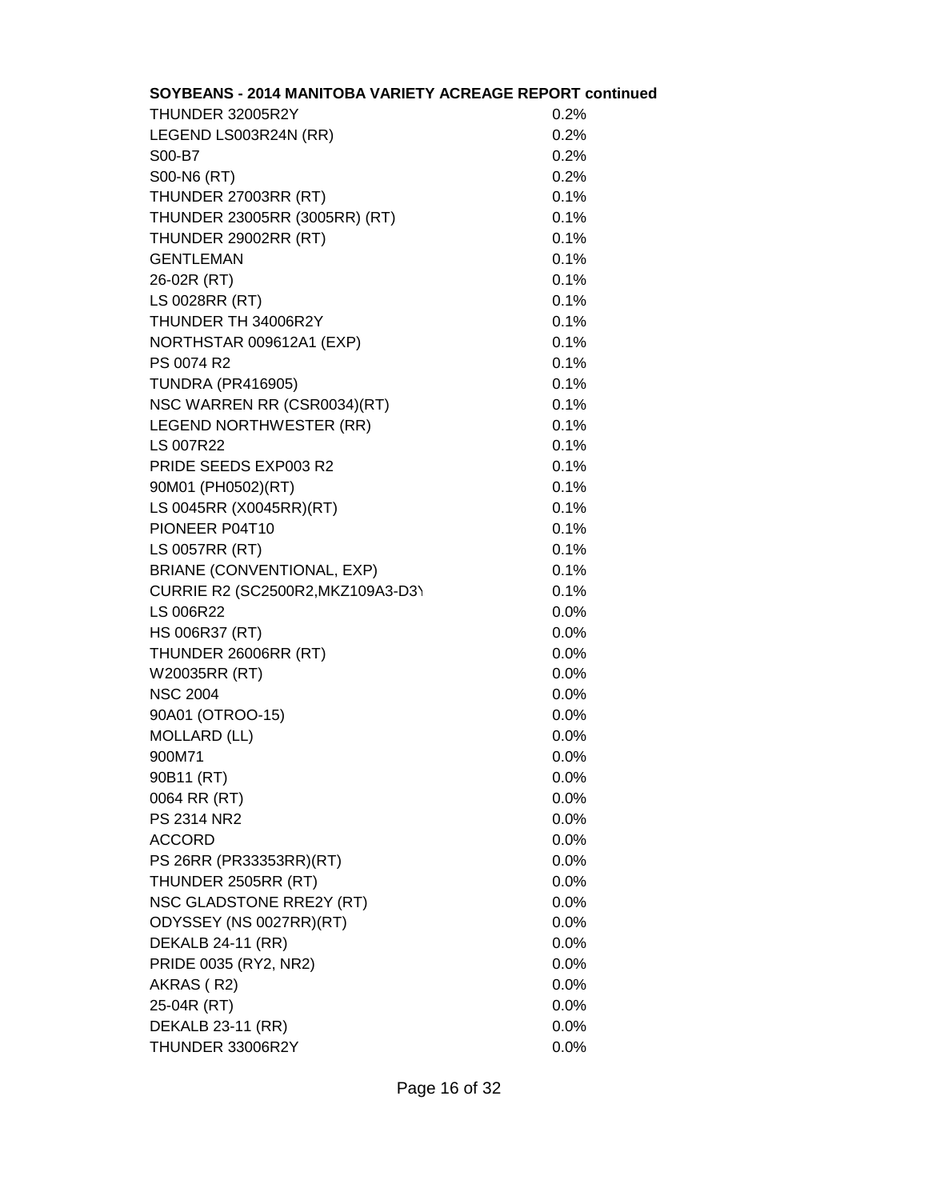**SOYBEANS - 2014 MANITOBA VARIETY ACREAGE REPORT continued**

| | |
|---|---|
| THUNDER 32005R2Y | 0.2% |
| LEGEND LS003R24N (RR) | 0.2% |
| S00-B7 | 0.2% |
| S00-N6 (RT) | 0.2% |
| THUNDER 27003RR (RT) | 0.1% |
| THUNDER 23005RR (3005RR) (RT) | 0.1% |
| THUNDER 29002RR (RT) | 0.1% |
| GENTLEMAN | 0.1% |
| 26-02R (RT) | 0.1% |
| LS 0028RR (RT) | 0.1% |
| THUNDER TH 34006R2Y | 0.1% |
| NORTHSTAR 009612A1 (EXP) | 0.1% |
| PS 0074 R2 | 0.1% |
| TUNDRA (PR416905) | 0.1% |
| NSC WARREN RR (CSR0034)(RT) | 0.1% |
| LEGEND NORTHWESTER (RR) | 0.1% |
| LS 007R22 | 0.1% |
| PRIDE SEEDS EXP003 R2 | 0.1% |
| 90M01 (PH0502)(RT) | 0.1% |
| LS 0045RR (X0045RR)(RT) | 0.1% |
| PIONEER P04T10 | 0.1% |
| LS 0057RR (RT) | 0.1% |
| BRIANE (CONVENTIONAL, EXP) | 0.1% |
| CURRIE R2 (SC2500R2,MKZ109A3-D3Y | 0.1% |
| LS 006R22 | 0.0% |
| HS 006R37 (RT) | 0.0% |
| THUNDER 26006RR (RT) | 0.0% |
| W20035RR (RT) | 0.0% |
| NSC 2004 | 0.0% |
| 90A01 (OTROO-15) | 0.0% |
| MOLLARD (LL) | 0.0% |
| 900M71 | 0.0% |
| 90B11 (RT) | 0.0% |
| 0064 RR (RT) | 0.0% |
| PS 2314 NR2 | 0.0% |
| ACCORD | 0.0% |
| PS 26RR (PR33353RR)(RT) | 0.0% |
| THUNDER 2505RR (RT) | 0.0% |
| NSC GLADSTONE RRE2Y (RT) | 0.0% |
| ODYSSEY (NS 0027RR)(RT) | 0.0% |
| DEKALB 24-11 (RR) | 0.0% |
| PRIDE 0035 (RY2, NR2) | 0.0% |
| AKRAS ( R2) | 0.0% |
| 25-04R (RT) | 0.0% |
| DEKALB 23-11 (RR) | 0.0% |
| THUNDER 33006R2Y | 0.0% |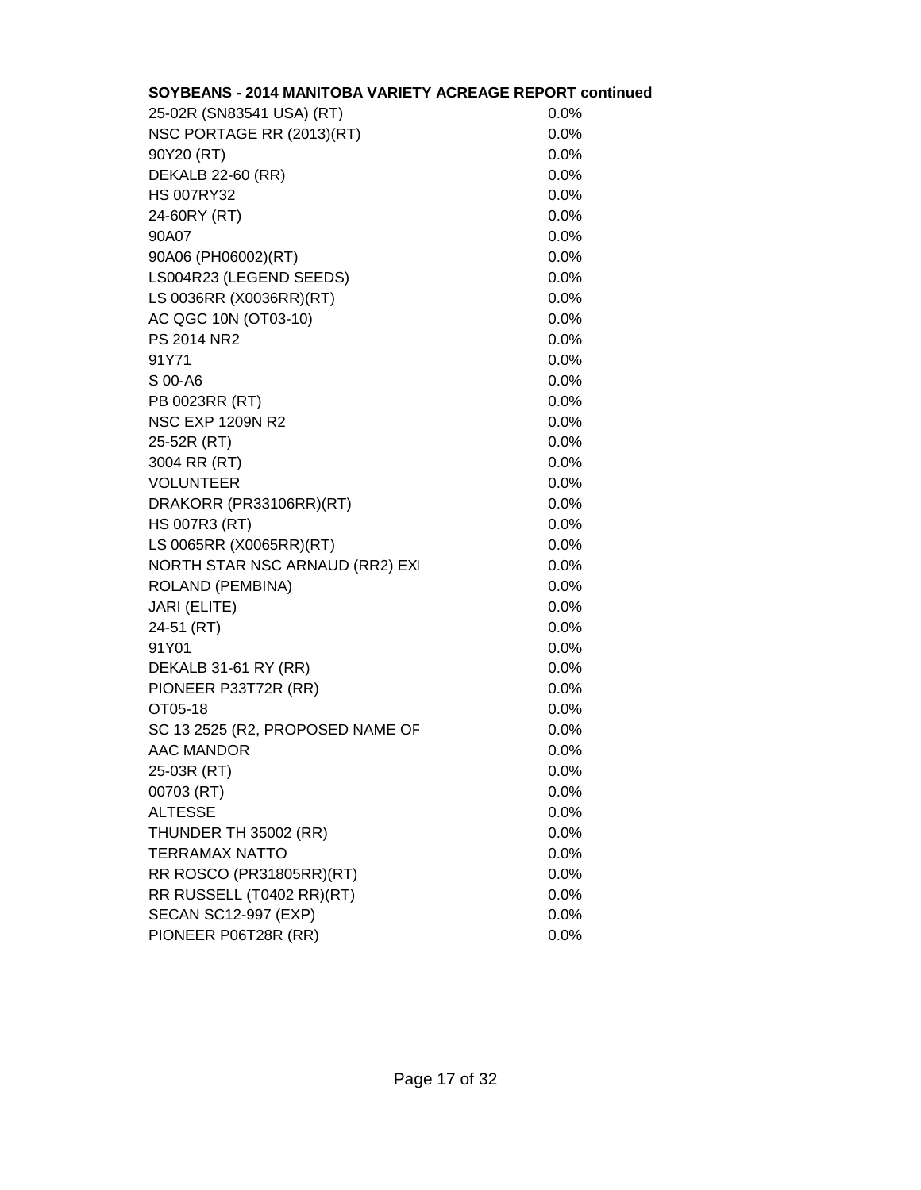**SOYBEANS - 2014 MANITOBA VARIETY ACREAGE REPORT continued**

| | |
|---|---|
| 25-02R (SN83541 USA) (RT) | 0.0% |
| NSC PORTAGE RR (2013)(RT) | 0.0% |
| 90Y20 (RT) | 0.0% |
| DEKALB 22-60 (RR) | 0.0% |
| HS 007RY32 | 0.0% |
| 24-60RY (RT) | 0.0% |
| 90A07 | 0.0% |
| 90A06 (PH06002)(RT) | 0.0% |
| LS004R23 (LEGEND SEEDS) | 0.0% |
| LS 0036RR (X0036RR)(RT) | 0.0% |
| AC QGC 10N (OT03-10) | 0.0% |
| PS 2014 NR2 | 0.0% |
| 91Y71 | 0.0% |
| S 00-A6 | 0.0% |
| PB 0023RR (RT) | 0.0% |
| NSC EXP 1209N R2 | 0.0% |
| 25-52R (RT) | 0.0% |
| 3004 RR (RT) | 0.0% |
| VOLUNTEER | 0.0% |
| DRAKORR (PR33106RR)(RT) | 0.0% |
| HS 007R3 (RT) | 0.0% |
| LS 0065RR (X0065RR)(RT) | 0.0% |
| NORTH STAR NSC ARNAUD (RR2) EX | 0.0% |
| ROLAND (PEMBINA) | 0.0% |
| JARI (ELITE) | 0.0% |
| 24-51 (RT) | 0.0% |
| 91Y01 | 0.0% |
| DEKALB 31-61 RY (RR) | 0.0% |
| PIONEER P33T72R (RR) | 0.0% |
| OT05-18 | 0.0% |
| SC 13 2525 (R2, PROPOSED NAME OF | 0.0% |
| AAC MANDOR | 0.0% |
| 25-03R (RT) | 0.0% |
| 00703 (RT) | 0.0% |
| ALTESSE | 0.0% |
| THUNDER TH 35002 (RR) | 0.0% |
| TERRAMAX NATTO | 0.0% |
| RR ROSCO (PR31805RR)(RT) | 0.0% |
| RR RUSSELL (T0402 RR)(RT) | 0.0% |
| SECAN SC12-997 (EXP) | 0.0% |
| PIONEER P06T28R (RR) | 0.0% |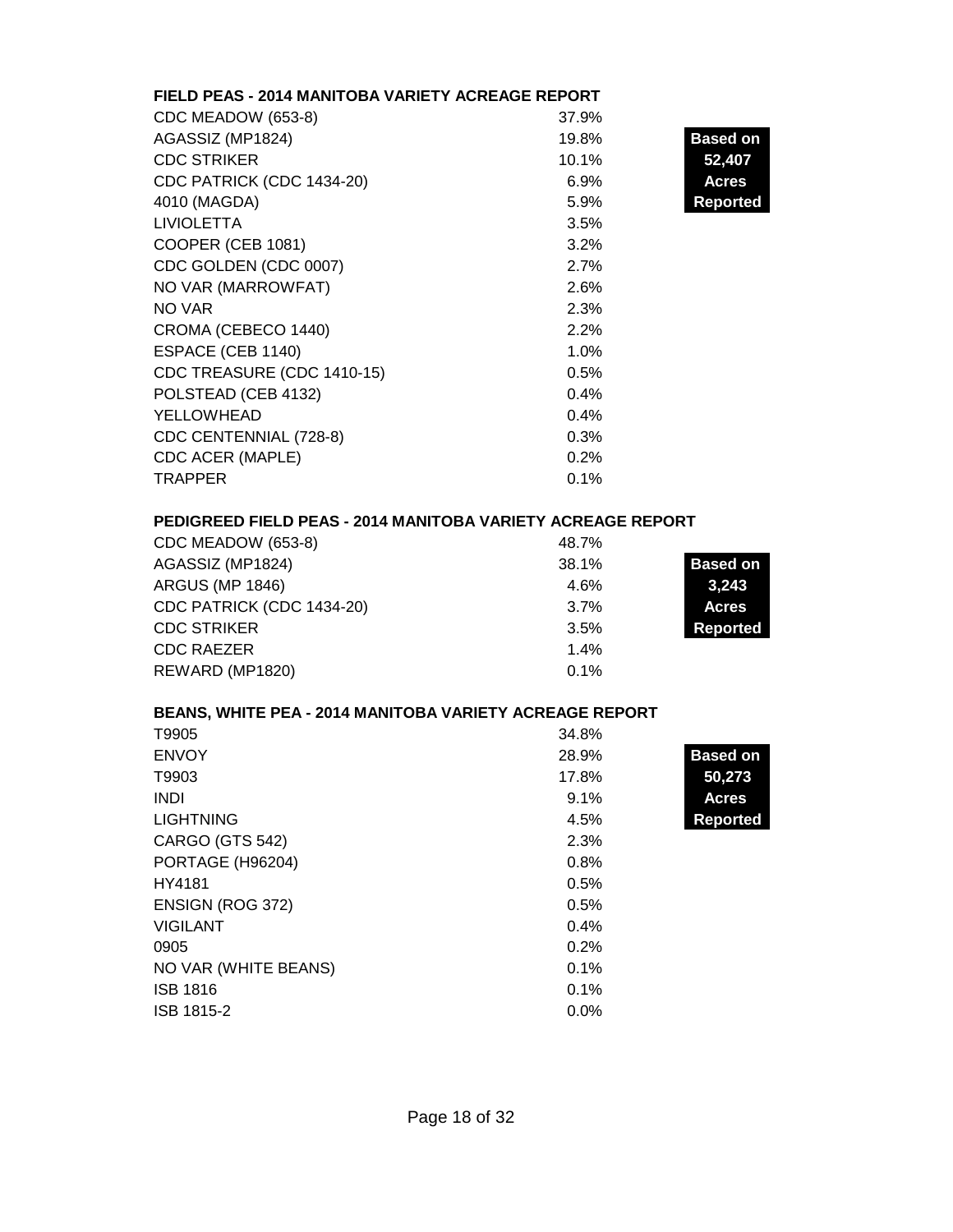## FIELD PEAS - 2014 MANITOBA VARIETY ACREAGE REPORT

**Based on 52,407 Acres Reported**

| Variety | Percent |
|---|---|
| CDC MEADOW (653-8) | 37.9% |
| AGASSIZ (MP1824) | 19.8% |
| CDC STRIKER | 10.1% |
| CDC PATRICK (CDC 1434-20) | 6.9% |
| 4010 (MAGDA) | 5.9% |
| LIVIOLETTA | 3.5% |
| COOPER (CEB 1081) | 3.2% |
| CDC GOLDEN (CDC 0007) | 2.7% |
| NO VAR (MARROWFAT) | 2.6% |
| NO VAR | 2.3% |
| CROMA (CEBECO 1440) | 2.2% |
| ESPACE (CEB 1140) | 1.0% |
| CDC TREASURE (CDC 1410-15) | 0.5% |
| POLSTEAD (CEB 4132) | 0.4% |
| YELLOWHEAD | 0.4% |
| CDC CENTENNIAL (728-8) | 0.3% |
| CDC ACER (MAPLE) | 0.2% |
| TRAPPER | 0.1% |

## PEDIGREED FIELD PEAS - 2014 MANITOBA VARIETY ACREAGE REPORT

**Based on 3,243 Acres Reported**

| Variety | Percent |
|---|---|
| CDC MEADOW (653-8) | 48.7% |
| AGASSIZ (MP1824) | 38.1% |
| ARGUS (MP 1846) | 4.6% |
| CDC PATRICK (CDC 1434-20) | 3.7% |
| CDC STRIKER | 3.5% |
| CDC RAEZER | 1.4% |
| REWARD (MP1820) | 0.1% |

## BEANS, WHITE PEA - 2014 MANITOBA VARIETY ACREAGE REPORT

**Based on 50,273 Acres Reported**

| Variety | Percent |
|---|---|
| T9905 | 34.8% |
| ENVOY | 28.9% |
| T9903 | 17.8% |
| INDI | 9.1% |
| LIGHTNING | 4.5% |
| CARGO (GTS 542) | 2.3% |
| PORTAGE (H96204) | 0.8% |
| HY4181 | 0.5% |
| ENSIGN (ROG 372) | 0.5% |
| VIGILANT | 0.4% |
| 0905 | 0.2% |
| NO VAR (WHITE BEANS) | 0.1% |
| ISB 1816 | 0.1% |
| ISB 1815-2 | 0.0% |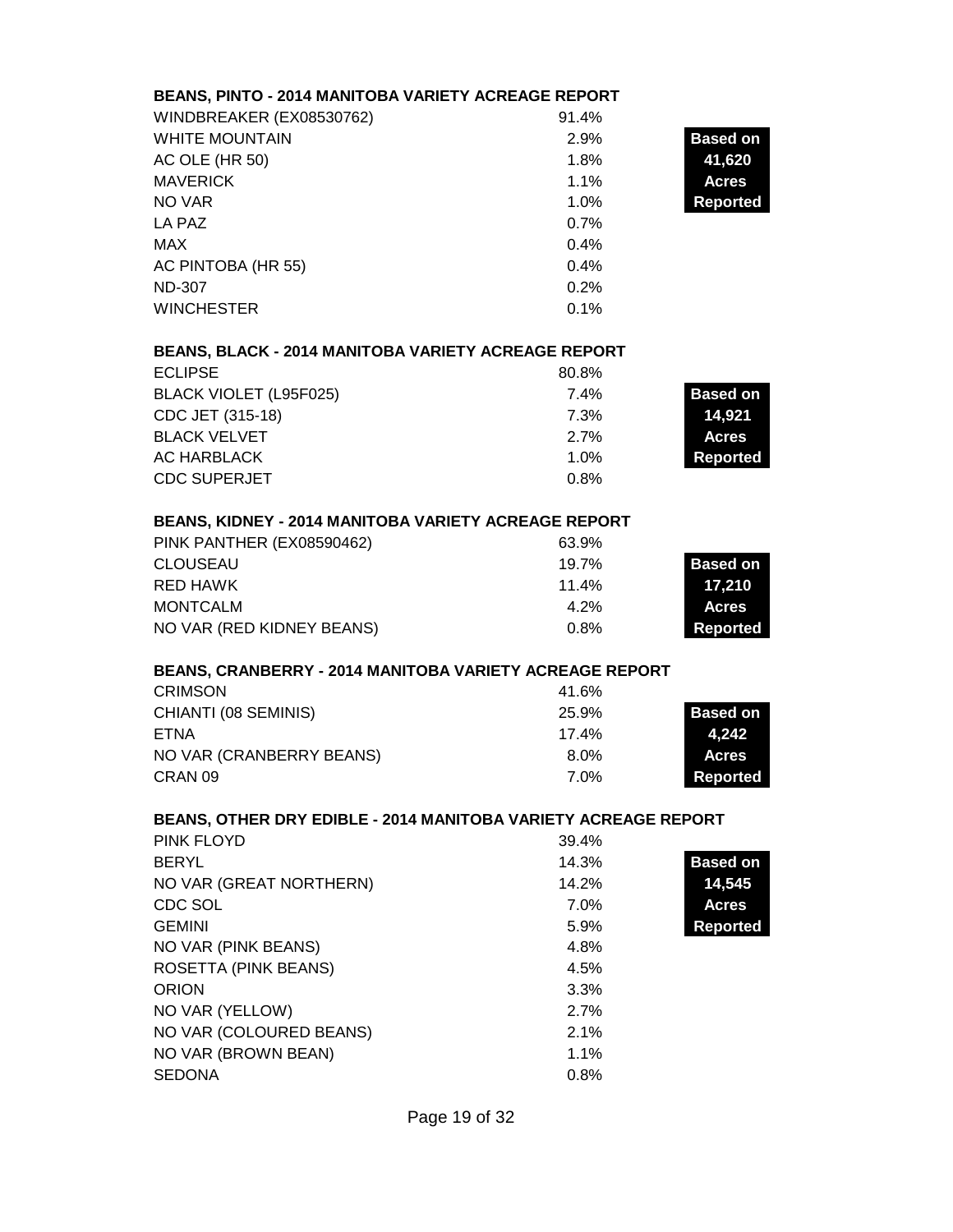## BEANS, PINTO - 2014 MANITOBA VARIETY ACREAGE REPORT

**Based on 41,620 Acres Reported**

| Variety | Percent |
|---|---|
| WINDBREAKER (EX08530762) | 91.4% |
| WHITE MOUNTAIN | 2.9% |
| AC OLE (HR 50) | 1.8% |
| MAVERICK | 1.1% |
| NO VAR | 1.0% |
| LA PAZ | 0.7% |
| MAX | 0.4% |
| AC PINTOBA (HR 55) | 0.4% |
| ND-307 | 0.2% |
| WINCHESTER | 0.1% |

## BEANS, BLACK - 2014 MANITOBA VARIETY ACREAGE REPORT

**Based on 14,921 Acres Reported**

| Variety | Percent |
|---|---|
| ECLIPSE | 80.8% |
| BLACK VIOLET (L95F025) | 7.4% |
| CDC JET (315-18) | 7.3% |
| BLACK VELVET | 2.7% |
| AC HARBLACK | 1.0% |
| CDC SUPERJET | 0.8% |

## BEANS, KIDNEY - 2014 MANITOBA VARIETY ACREAGE REPORT

**Based on 17,210 Acres Reported**

| Variety | Percent |
|---|---|
| PINK PANTHER (EX08590462) | 63.9% |
| CLOUSEAU | 19.7% |
| RED HAWK | 11.4% |
| MONTCALM | 4.2% |
| NO VAR (RED KIDNEY BEANS) | 0.8% |

## BEANS, CRANBERRY - 2014 MANITOBA VARIETY ACREAGE REPORT

**Based on 4,242 Acres Reported**

| Variety | Percent |
|---|---|
| CRIMSON | 41.6% |
| CHIANTI (08 SEMINIS) | 25.9% |
| ETNA | 17.4% |
| NO VAR (CRANBERRY BEANS) | 8.0% |
| CRAN 09 | 7.0% |

## BEANS, OTHER DRY EDIBLE - 2014 MANITOBA VARIETY ACREAGE REPORT

**Based on 14,545 Acres Reported**

| Variety | Percent |
|---|---|
| PINK FLOYD | 39.4% |
| BERYL | 14.3% |
| NO VAR (GREAT NORTHERN) | 14.2% |
| CDC SOL | 7.0% |
| GEMINI | 5.9% |
| NO VAR (PINK BEANS) | 4.8% |
| ROSETTA (PINK BEANS) | 4.5% |
| ORION | 3.3% |
| NO VAR (YELLOW) | 2.7% |
| NO VAR (COLOURED BEANS) | 2.1% |
| NO VAR (BROWN BEAN) | 1.1% |
| SEDONA | 0.8% |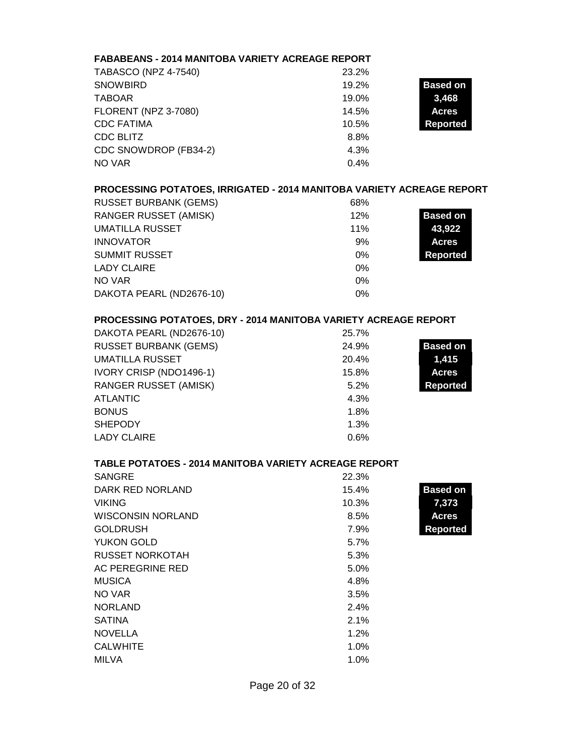**FABABEANS - 2014 MANITOBA VARIETY ACREAGE REPORT**

| Variety | % |
|---|---|
| TABASCO (NPZ 4-7540) | 23.2% |
| SNOWBIRD | 19.2% |
| TABOAR | 19.0% |
| FLORENT (NPZ 3-7080) | 14.5% |
| CDC FATIMA | 10.5% |
| CDC BLITZ | 8.8% |
| CDC SNOWDROP (FB34-2) | 4.3% |
| NO VAR | 0.4% |

**Based on 3,468 Acres Reported**

**PROCESSING POTATOES, IRRIGATED - 2014 MANITOBA VARIETY ACREAGE REPORT**

| Variety | % |
|---|---|
| RUSSET BURBANK (GEMS) | 68% |
| RANGER RUSSET (AMISK) | 12% |
| UMATILLA RUSSET | 11% |
| INNOVATOR | 9% |
| SUMMIT RUSSET | 0% |
| LADY CLAIRE | 0% |
| NO VAR | 0% |
| DAKOTA PEARL (ND2676-10) | 0% |

**Based on 43,922 Acres Reported**

**PROCESSING POTATOES, DRY - 2014 MANITOBA VARIETY ACREAGE REPORT**

| Variety | % |
|---|---|
| DAKOTA PEARL (ND2676-10) | 25.7% |
| RUSSET BURBANK (GEMS) | 24.9% |
| UMATILLA RUSSET | 20.4% |
| IVORY CRISP (NDO1496-1) | 15.8% |
| RANGER RUSSET (AMISK) | 5.2% |
| ATLANTIC | 4.3% |
| BONUS | 1.8% |
| SHEPODY | 1.3% |
| LADY CLAIRE | 0.6% |

**Based on 1,415 Acres Reported**

**TABLE POTATOES - 2014 MANITOBA VARIETY ACREAGE REPORT**

| Variety | % |
|---|---|
| SANGRE | 22.3% |
| DARK RED NORLAND | 15.4% |
| VIKING | 10.3% |
| WISCONSIN NORLAND | 8.5% |
| GOLDRUSH | 7.9% |
| YUKON GOLD | 5.7% |
| RUSSET NORKOTAH | 5.3% |
| AC PEREGRINE RED | 5.0% |
| MUSICA | 4.8% |
| NO VAR | 3.5% |
| NORLAND | 2.4% |
| SATINA | 2.1% |
| NOVELLA | 1.2% |
| CALWHITE | 1.0% |
| MILVA | 1.0% |

**Based on 7,373 Acres Reported**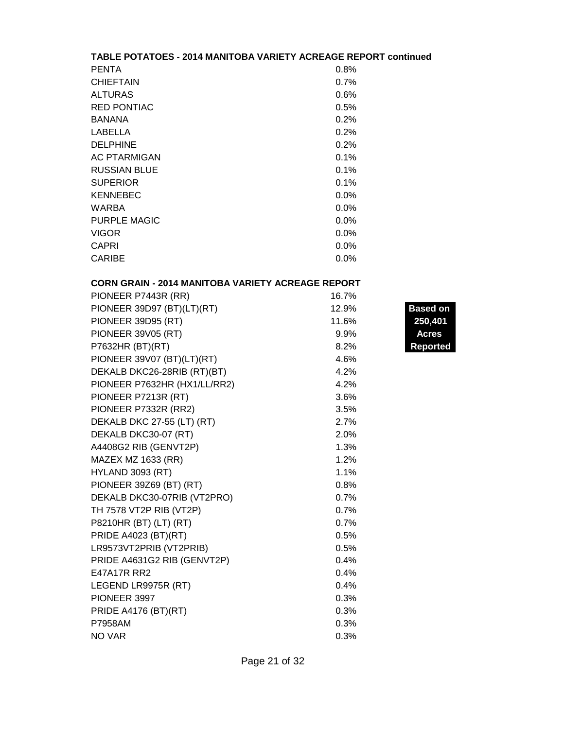## TABLE POTATOES - 2014 MANITOBA VARIETY ACREAGE REPORT continued

| Variety | Percent |
|---|---|
| PENTA | 0.8% |
| CHIEFTAIN | 0.7% |
| ALTURAS | 0.6% |
| RED PONTIAC | 0.5% |
| BANANA | 0.2% |
| LABELLA | 0.2% |
| DELPHINE | 0.2% |
| AC PTARMIGAN | 0.1% |
| RUSSIAN BLUE | 0.1% |
| SUPERIOR | 0.1% |
| KENNEBEC | 0.0% |
| WARBA | 0.0% |
| PURPLE MAGIC | 0.0% |
| VIGOR | 0.0% |
| CAPRI | 0.0% |
| CARIBE | 0.0% |

## CORN GRAIN - 2014 MANITOBA VARIETY ACREAGE REPORT

**Based on 250,401 Acres Reported**

| Variety | Percent |
|---|---|
| PIONEER P7443R (RR) | 16.7% |
| PIONEER 39D97 (BT)(LT)(RT) | 12.9% |
| PIONEER 39D95 (RT) | 11.6% |
| PIONEER 39V05 (RT) | 9.9% |
| P7632HR (BT)(RT) | 8.2% |
| PIONEER 39V07 (BT)(LT)(RT) | 4.6% |
| DEKALB DKC26-28RIB (RT)(BT) | 4.2% |
| PIONEER P7632HR (HX1/LL/RR2) | 4.2% |
| PIONEER P7213R (RT) | 3.6% |
| PIONEER P7332R (RR2) | 3.5% |
| DEKALB DKC 27-55 (LT) (RT) | 2.7% |
| DEKALB DKC30-07 (RT) | 2.0% |
| A4408G2 RIB (GENVT2P) | 1.3% |
| MAZEX MZ 1633 (RR) | 1.2% |
| HYLAND 3093 (RT) | 1.1% |
| PIONEER 39Z69 (BT) (RT) | 0.8% |
| DEKALB DKC30-07RIB (VT2PRO) | 0.7% |
| TH 7578 VT2P RIB (VT2P) | 0.7% |
| P8210HR (BT) (LT) (RT) | 0.7% |
| PRIDE A4023 (BT)(RT) | 0.5% |
| LR9573VT2PRIB (VT2PRIB) | 0.5% |
| PRIDE A4631G2 RIB (GENVT2P) | 0.4% |
| E47A17R RR2 | 0.4% |
| LEGEND LR9975R (RT) | 0.4% |
| PIONEER 3997 | 0.3% |
| PRIDE A4176 (BT)(RT) | 0.3% |
| P7958AM | 0.3% |
| NO VAR | 0.3% |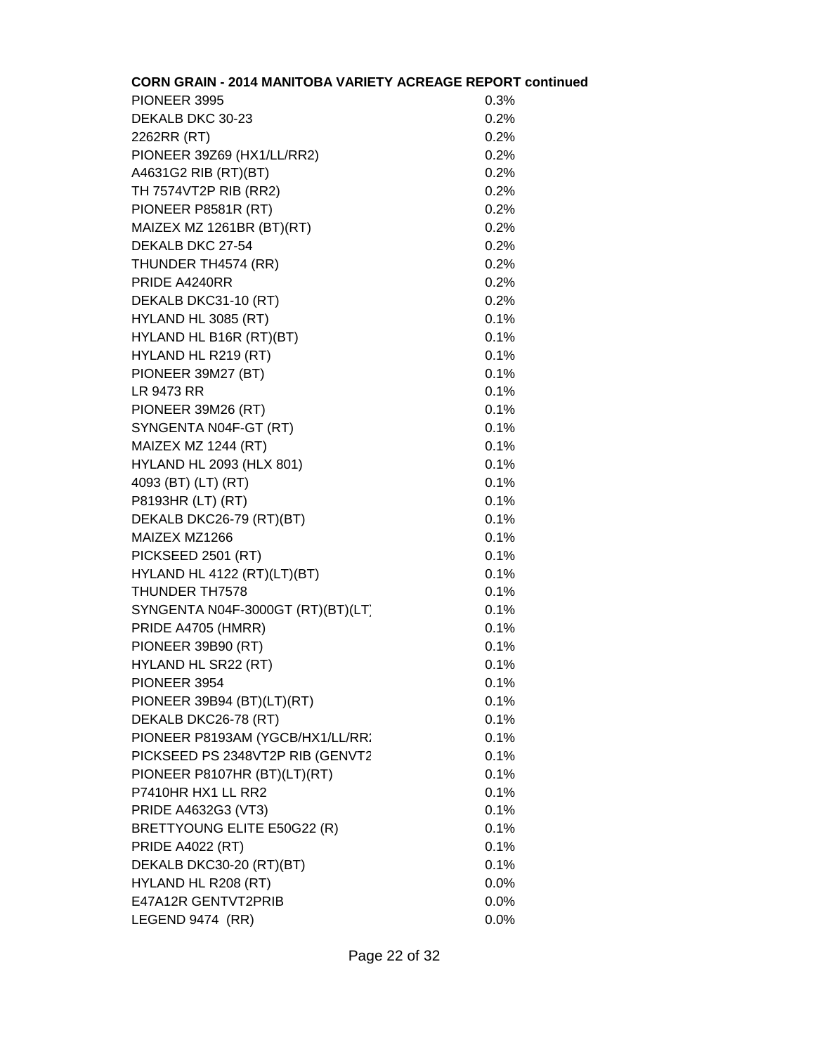**CORN GRAIN - 2014 MANITOBA VARIETY ACREAGE REPORT continued**

| | |
|---|---|
| PIONEER 3995 | 0.3% |
| DEKALB DKC 30-23 | 0.2% |
| 2262RR (RT) | 0.2% |
| PIONEER 39Z69 (HX1/LL/RR2) | 0.2% |
| A4631G2 RIB (RT)(BT) | 0.2% |
| TH 7574VT2P RIB (RR2) | 0.2% |
| PIONEER P8581R (RT) | 0.2% |
| MAIZEX MZ 1261BR (BT)(RT) | 0.2% |
| DEKALB DKC 27-54 | 0.2% |
| THUNDER TH4574 (RR) | 0.2% |
| PRIDE A4240RR | 0.2% |
| DEKALB DKC31-10 (RT) | 0.2% |
| HYLAND HL 3085 (RT) | 0.1% |
| HYLAND HL B16R (RT)(BT) | 0.1% |
| HYLAND HL R219 (RT) | 0.1% |
| PIONEER 39M27 (BT) | 0.1% |
| LR 9473 RR | 0.1% |
| PIONEER 39M26 (RT) | 0.1% |
| SYNGENTA N04F-GT (RT) | 0.1% |
| MAIZEX MZ 1244 (RT) | 0.1% |
| HYLAND HL 2093 (HLX 801) | 0.1% |
| 4093 (BT) (LT) (RT) | 0.1% |
| P8193HR (LT) (RT) | 0.1% |
| DEKALB DKC26-79 (RT)(BT) | 0.1% |
| MAIZEX MZ1266 | 0.1% |
| PICKSEED 2501 (RT) | 0.1% |
| HYLAND HL 4122 (RT)(LT)(BT) | 0.1% |
| THUNDER TH7578 | 0.1% |
| SYNGENTA N04F-3000GT (RT)(BT)(LT) | 0.1% |
| PRIDE A4705 (HMRR) | 0.1% |
| PIONEER 39B90 (RT) | 0.1% |
| HYLAND HL SR22 (RT) | 0.1% |
| PIONEER 3954 | 0.1% |
| PIONEER 39B94 (BT)(LT)(RT) | 0.1% |
| DEKALB DKC26-78 (RT) | 0.1% |
| PIONEER P8193AM (YGCB/HX1/LL/RR2 | 0.1% |
| PICKSEED PS 2348VT2P RIB (GENVT2 | 0.1% |
| PIONEER P8107HR (BT)(LT)(RT) | 0.1% |
| P7410HR HX1 LL RR2 | 0.1% |
| PRIDE A4632G3 (VT3) | 0.1% |
| BRETTYOUNG ELITE E50G22 (R) | 0.1% |
| PRIDE A4022 (RT) | 0.1% |
| DEKALB DKC30-20 (RT)(BT) | 0.1% |
| HYLAND HL R208 (RT) | 0.0% |
| E47A12R GENTVT2PRIB | 0.0% |
| LEGEND 9474 (RR) | 0.0% |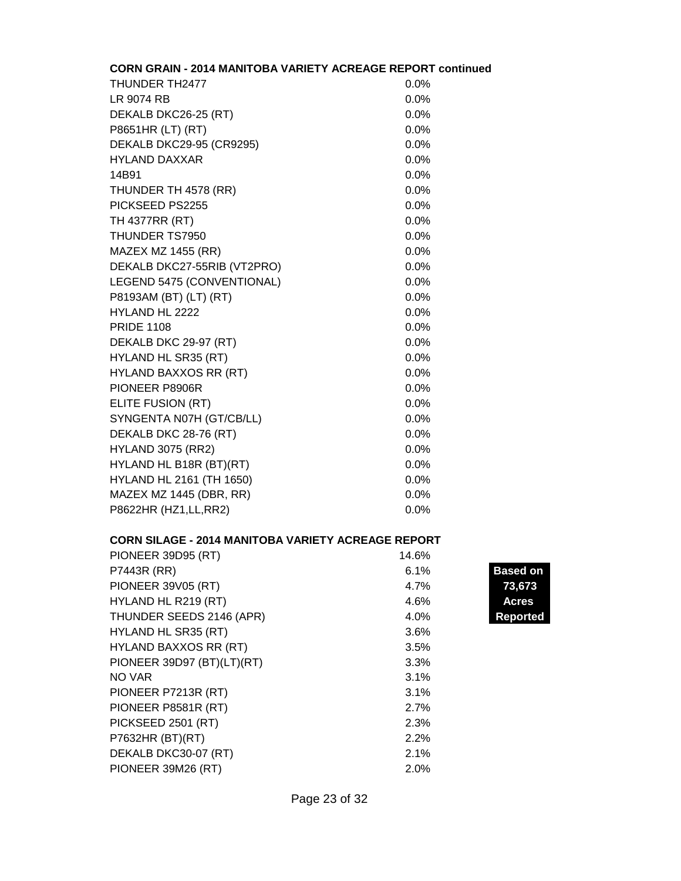**CORN GRAIN - 2014 MANITOBA VARIETY ACREAGE REPORT continued**

| Variety | % |
|---|---|
| THUNDER TH2477 | 0.0% |
| LR 9074 RB | 0.0% |
| DEKALB DKC26-25 (RT) | 0.0% |
| P8651HR (LT) (RT) | 0.0% |
| DEKALB DKC29-95 (CR9295) | 0.0% |
| HYLAND DAXXAR | 0.0% |
| 14B91 | 0.0% |
| THUNDER TH 4578 (RR) | 0.0% |
| PICKSEED PS2255 | 0.0% |
| TH 4377RR (RT) | 0.0% |
| THUNDER TS7950 | 0.0% |
| MAZEX MZ 1455 (RR) | 0.0% |
| DEKALB DKC27-55RIB (VT2PRO) | 0.0% |
| LEGEND 5475 (CONVENTIONAL) | 0.0% |
| P8193AM (BT) (LT) (RT) | 0.0% |
| HYLAND HL 2222 | 0.0% |
| PRIDE 1108 | 0.0% |
| DEKALB DKC 29-97 (RT) | 0.0% |
| HYLAND HL SR35 (RT) | 0.0% |
| HYLAND BAXXOS RR (RT) | 0.0% |
| PIONEER P8906R | 0.0% |
| ELITE FUSION (RT) | 0.0% |
| SYNGENTA N07H (GT/CB/LL) | 0.0% |
| DEKALB DKC 28-76 (RT) | 0.0% |
| HYLAND 3075 (RR2) | 0.0% |
| HYLAND HL B18R (BT)(RT) | 0.0% |
| HYLAND HL 2161 (TH 1650) | 0.0% |
| MAZEX MZ 1445 (DBR, RR) | 0.0% |
| P8622HR (HZ1,LL,RR2) | 0.0% |

**CORN SILAGE - 2014 MANITOBA VARIETY ACREAGE REPORT**

**Based on 73,673 Acres Reported**

| Variety | % |
|---|---|
| PIONEER 39D95 (RT) | 14.6% |
| P7443R (RR) | 6.1% |
| PIONEER 39V05 (RT) | 4.7% |
| HYLAND HL R219 (RT) | 4.6% |
| THUNDER SEEDS 2146 (APR) | 4.0% |
| HYLAND HL SR35 (RT) | 3.6% |
| HYLAND BAXXOS RR (RT) | 3.5% |
| PIONEER 39D97 (BT)(LT)(RT) | 3.3% |
| NO VAR | 3.1% |
| PIONEER P7213R (RT) | 3.1% |
| PIONEER P8581R (RT) | 2.7% |
| PICKSEED 2501 (RT) | 2.3% |
| P7632HR (BT)(RT) | 2.2% |
| DEKALB DKC30-07 (RT) | 2.1% |
| PIONEER 39M26 (RT) | 2.0% |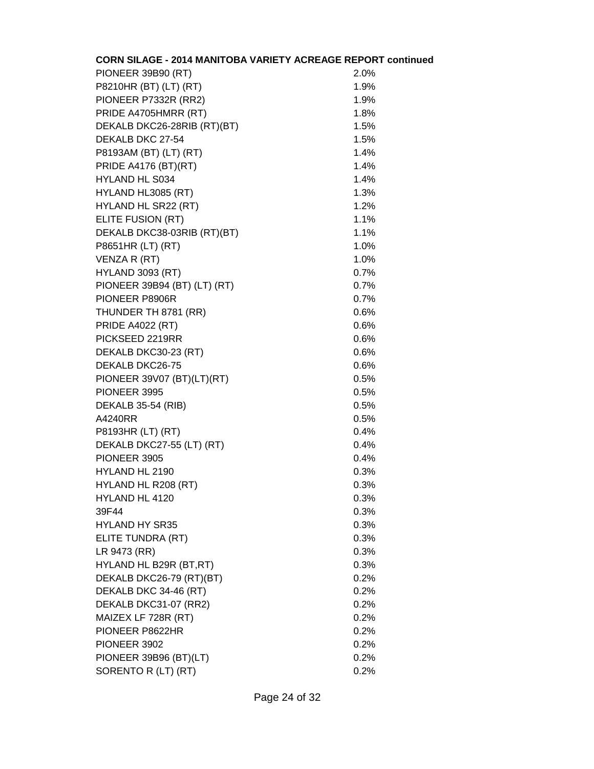**CORN SILAGE - 2014 MANITOBA VARIETY ACREAGE REPORT continued**

| Variety | Percent |
|---|---|
| PIONEER 39B90 (RT) | 2.0% |
| P8210HR (BT) (LT) (RT) | 1.9% |
| PIONEER P7332R (RR2) | 1.9% |
| PRIDE A4705HMRR (RT) | 1.8% |
| DEKALB DKC26-28RIB (RT)(BT) | 1.5% |
| DEKALB DKC 27-54 | 1.5% |
| P8193AM (BT) (LT) (RT) | 1.4% |
| PRIDE A4176 (BT)(RT) | 1.4% |
| HYLAND HL S034 | 1.4% |
| HYLAND HL3085 (RT) | 1.3% |
| HYLAND HL SR22 (RT) | 1.2% |
| ELITE FUSION (RT) | 1.1% |
| DEKALB DKC38-03RIB (RT)(BT) | 1.1% |
| P8651HR (LT) (RT) | 1.0% |
| VENZA R (RT) | 1.0% |
| HYLAND 3093 (RT) | 0.7% |
| PIONEER 39B94 (BT) (LT) (RT) | 0.7% |
| PIONEER P8906R | 0.7% |
| THUNDER TH 8781 (RR) | 0.6% |
| PRIDE A4022 (RT) | 0.6% |
| PICKSEED 2219RR | 0.6% |
| DEKALB DKC30-23 (RT) | 0.6% |
| DEKALB DKC26-75 | 0.6% |
| PIONEER 39V07 (BT)(LT)(RT) | 0.5% |
| PIONEER 3995 | 0.5% |
| DEKALB 35-54 (RIB) | 0.5% |
| A4240RR | 0.5% |
| P8193HR (LT) (RT) | 0.4% |
| DEKALB DKC27-55 (LT) (RT) | 0.4% |
| PIONEER 3905 | 0.4% |
| HYLAND HL 2190 | 0.3% |
| HYLAND HL R208 (RT) | 0.3% |
| HYLAND HL 4120 | 0.3% |
| 39F44 | 0.3% |
| HYLAND HY SR35 | 0.3% |
| ELITE TUNDRA (RT) | 0.3% |
| LR 9473 (RR) | 0.3% |
| HYLAND HL B29R (BT,RT) | 0.3% |
| DEKALB DKC26-79 (RT)(BT) | 0.2% |
| DEKALB DKC 34-46 (RT) | 0.2% |
| DEKALB DKC31-07 (RR2) | 0.2% |
| MAIZEX LF 728R (RT) | 0.2% |
| PIONEER P8622HR | 0.2% |
| PIONEER 3902 | 0.2% |
| PIONEER 39B96 (BT)(LT) | 0.2% |
| SORENTO R (LT) (RT) | 0.2% |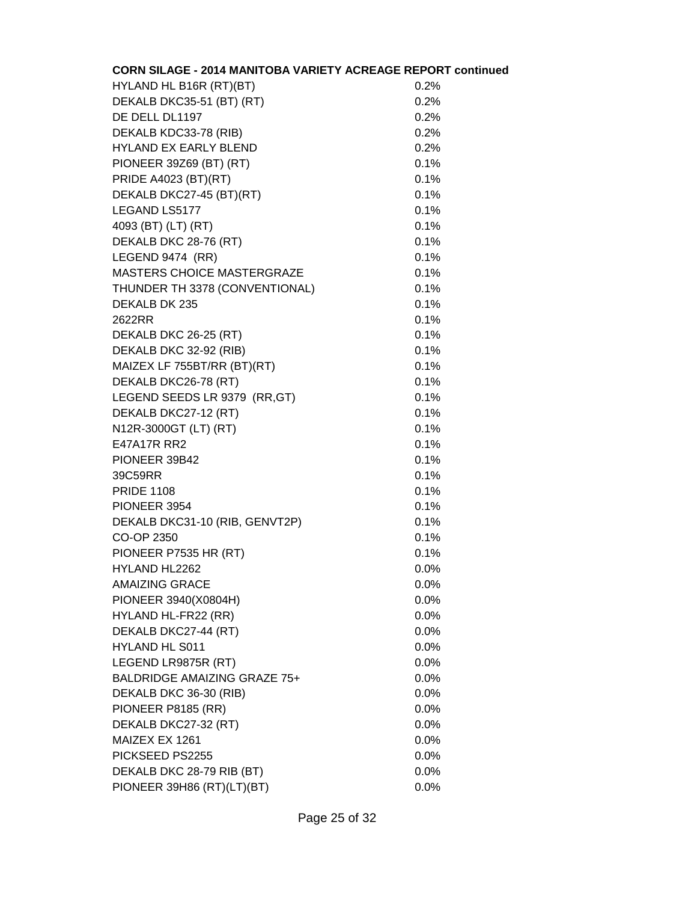**CORN SILAGE - 2014 MANITOBA VARIETY ACREAGE REPORT continued**

| | |
|---|---|
| HYLAND HL B16R (RT)(BT) | 0.2% |
| DEKALB DKC35-51 (BT) (RT) | 0.2% |
| DE DELL DL1197 | 0.2% |
| DEKALB KDC33-78 (RIB) | 0.2% |
| HYLAND EX EARLY BLEND | 0.2% |
| PIONEER 39Z69 (BT) (RT) | 0.1% |
| PRIDE A4023 (BT)(RT) | 0.1% |
| DEKALB DKC27-45 (BT)(RT) | 0.1% |
| LEGAND LS5177 | 0.1% |
| 4093 (BT) (LT) (RT) | 0.1% |
| DEKALB DKC 28-76 (RT) | 0.1% |
| LEGEND 9474 (RR) | 0.1% |
| MASTERS CHOICE MASTERGRAZE | 0.1% |
| THUNDER TH 3378 (CONVENTIONAL) | 0.1% |
| DEKALB DK 235 | 0.1% |
| 2622RR | 0.1% |
| DEKALB DKC 26-25 (RT) | 0.1% |
| DEKALB DKC 32-92 (RIB) | 0.1% |
| MAIZEX LF 755BT/RR (BT)(RT) | 0.1% |
| DEKALB DKC26-78 (RT) | 0.1% |
| LEGEND SEEDS LR 9379 (RR,GT) | 0.1% |
| DEKALB DKC27-12 (RT) | 0.1% |
| N12R-3000GT (LT) (RT) | 0.1% |
| E47A17R RR2 | 0.1% |
| PIONEER 39B42 | 0.1% |
| 39C59RR | 0.1% |
| PRIDE 1108 | 0.1% |
| PIONEER 3954 | 0.1% |
| DEKALB DKC31-10 (RIB, GENVT2P) | 0.1% |
| CO-OP 2350 | 0.1% |
| PIONEER P7535 HR (RT) | 0.1% |
| HYLAND HL2262 | 0.0% |
| AMAIZING GRACE | 0.0% |
| PIONEER 3940(X0804H) | 0.0% |
| HYLAND HL-FR22 (RR) | 0.0% |
| DEKALB DKC27-44 (RT) | 0.0% |
| HYLAND HL S011 | 0.0% |
| LEGEND LR9875R (RT) | 0.0% |
| BALDRIDGE AMAIZING GRAZE 75+ | 0.0% |
| DEKALB DKC 36-30 (RIB) | 0.0% |
| PIONEER P8185 (RR) | 0.0% |
| DEKALB DKC27-32 (RT) | 0.0% |
| MAIZEX EX 1261 | 0.0% |
| PICKSEED PS2255 | 0.0% |
| DEKALB DKC 28-79 RIB (BT) | 0.0% |
| PIONEER 39H86 (RT)(LT)(BT) | 0.0% |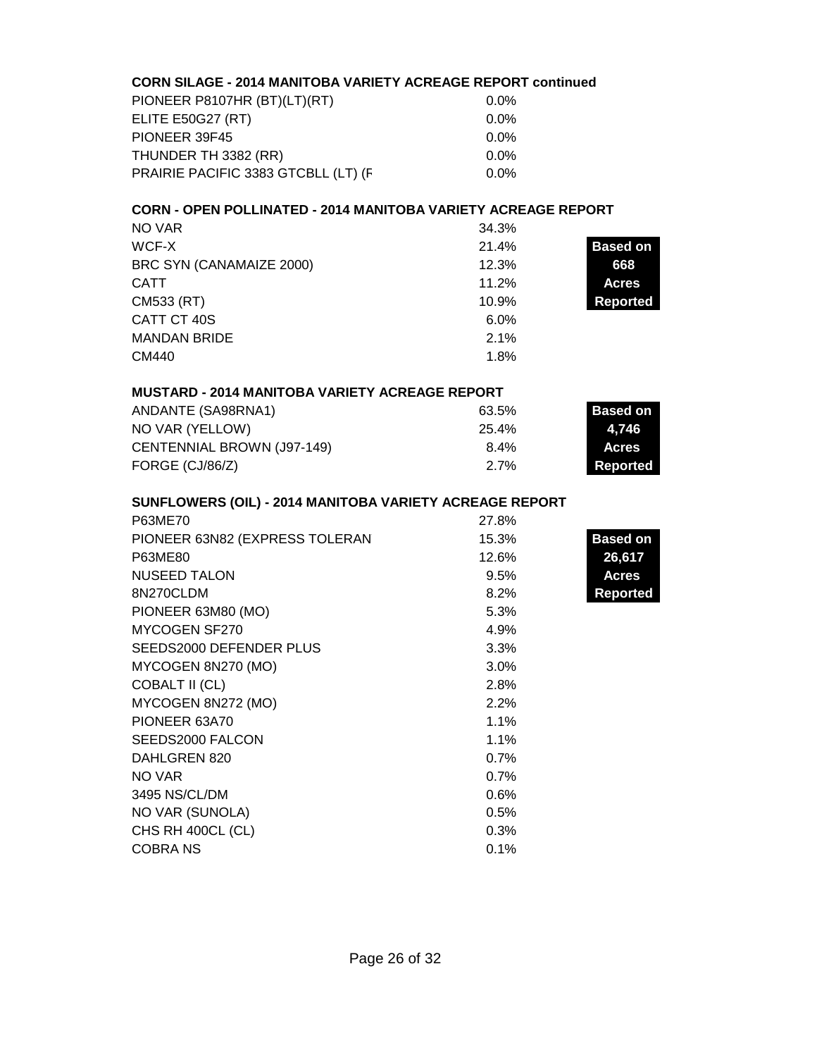### CORN SILAGE - 2014 MANITOBA VARIETY ACREAGE REPORT continued

| Variety | % |
|---|---|
| PIONEER P8107HR (BT)(LT)(RT) | 0.0% |
| ELITE E50G27 (RT) | 0.0% |
| PIONEER 39F45 | 0.0% |
| THUNDER TH 3382 (RR) | 0.0% |
| PRAIRIE PACIFIC 3383 GTCBLL (LT) (F | 0.0% |

### CORN - OPEN POLLINATED - 2014 MANITOBA VARIETY ACREAGE REPORT

**Based on 668 Acres Reported**

| Variety | % |
|---|---|
| NO VAR | 34.3% |
| WCF-X | 21.4% |
| BRC SYN (CANAMAIZE 2000) | 12.3% |
| CATT | 11.2% |
| CM533 (RT) | 10.9% |
| CATT CT 40S | 6.0% |
| MANDAN BRIDE | 2.1% |
| CM440 | 1.8% |

### MUSTARD - 2014 MANITOBA VARIETY ACREAGE REPORT

**Based on 4,746 Acres Reported**

| Variety | % |
|---|---|
| ANDANTE (SA98RNA1) | 63.5% |
| NO VAR (YELLOW) | 25.4% |
| CENTENNIAL BROWN (J97-149) | 8.4% |
| FORGE (CJ/86/Z) | 2.7% |

### SUNFLOWERS (OIL) - 2014 MANITOBA VARIETY ACREAGE REPORT

**Based on 26,617 Acres Reported**

| Variety | % |
|---|---|
| P63ME70 | 27.8% |
| PIONEER 63N82 (EXPRESS TOLERAN | 15.3% |
| P63ME80 | 12.6% |
| NUSEED TALON | 9.5% |
| 8N270CLDM | 8.2% |
| PIONEER 63M80 (MO) | 5.3% |
| MYCOGEN SF270 | 4.9% |
| SEEDS2000 DEFENDER PLUS | 3.3% |
| MYCOGEN 8N270 (MO) | 3.0% |
| COBALT II (CL) | 2.8% |
| MYCOGEN 8N272 (MO) | 2.2% |
| PIONEER 63A70 | 1.1% |
| SEEDS2000 FALCON | 1.1% |
| DAHLGREN 820 | 0.7% |
| NO VAR | 0.7% |
| 3495 NS/CL/DM | 0.6% |
| NO VAR (SUNOLA) | 0.5% |
| CHS RH 400CL (CL) | 0.3% |
| COBRA NS | 0.1% |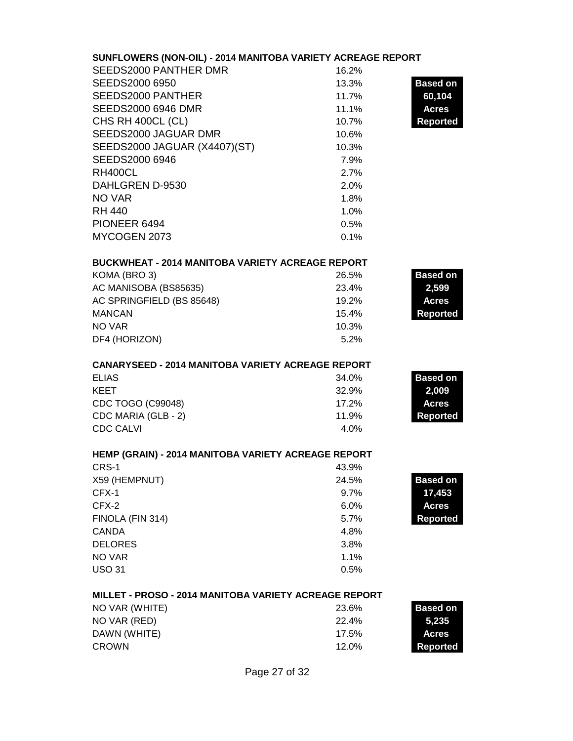## SUNFLOWERS (NON-OIL) - 2014 MANITOBA VARIETY ACREAGE REPORT

**Based on 60,104 Acres Reported**

| Variety | % |
|---|---|
| SEEDS2000 PANTHER DMR | 16.2% |
| SEEDS2000 6950 | 13.3% |
| SEEDS2000 PANTHER | 11.7% |
| SEEDS2000 6946 DMR | 11.1% |
| CHS RH 400CL (CL) | 10.7% |
| SEEDS2000 JAGUAR DMR | 10.6% |
| SEEDS2000 JAGUAR (X4407)(ST) | 10.3% |
| SEEDS2000 6946 | 7.9% |
| RH400CL | 2.7% |
| DAHLGREN D-9530 | 2.0% |
| NO VAR | 1.8% |
| RH 440 | 1.0% |
| PIONEER 6494 | 0.5% |
| MYCOGEN 2073 | 0.1% |

## BUCKWHEAT - 2014 MANITOBA VARIETY ACREAGE REPORT

**Based on 2,599 Acres Reported**

| Variety | % |
|---|---|
| KOMA (BRO 3) | 26.5% |
| AC MANISOBA (BS85635) | 23.4% |
| AC SPRINGFIELD (BS 85648) | 19.2% |
| MANCAN | 15.4% |
| NO VAR | 10.3% |
| DF4 (HORIZON) | 5.2% |

## CANARYSEED - 2014 MANITOBA VARIETY ACREAGE REPORT

**Based on 2,009 Acres Reported**

| Variety | % |
|---|---|
| ELIAS | 34.0% |
| KEET | 32.9% |
| CDC TOGO (C99048) | 17.2% |
| CDC MARIA (GLB - 2) | 11.9% |
| CDC CALVI | 4.0% |

## HEMP (GRAIN) - 2014 MANITOBA VARIETY ACREAGE REPORT

**Based on 17,453 Acres Reported**

| Variety | % |
|---|---|
| CRS-1 | 43.9% |
| X59 (HEMPNUT) | 24.5% |
| CFX-1 | 9.7% |
| CFX-2 | 6.0% |
| FINOLA (FIN 314) | 5.7% |
| CANDA | 4.8% |
| DELORES | 3.8% |
| NO VAR | 1.1% |
| USO 31 | 0.5% |

## MILLET - PROSO - 2014 MANITOBA VARIETY ACREAGE REPORT

**Based on 5,235 Acres Reported**

| Variety | % |
|---|---|
| NO VAR (WHITE) | 23.6% |
| NO VAR (RED) | 22.4% |
| DAWN (WHITE) | 17.5% |
| CROWN | 12.0% |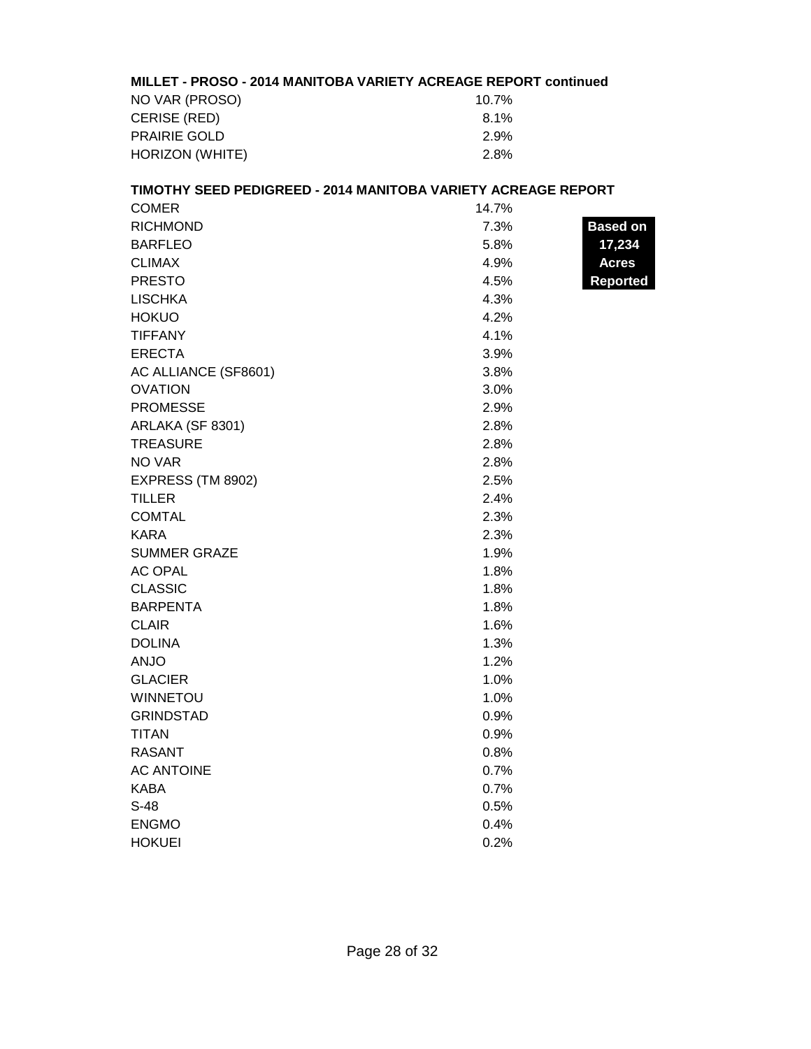**MILLET - PROSO - 2014 MANITOBA VARIETY ACREAGE REPORT continued**

| | |
|---|---|
| NO VAR (PROSO) | 10.7% |
| CERISE (RED) | 8.1% |
| PRAIRIE GOLD | 2.9% |
| HORIZON (WHITE) | 2.8% |

**TIMOTHY SEED PEDIGREED - 2014 MANITOBA VARIETY ACREAGE REPORT**

**Based on 17,234 Acres Reported**

| | |
|---|---|
| COMER | 14.7% |
| RICHMOND | 7.3% |
| BARFLEO | 5.8% |
| CLIMAX | 4.9% |
| PRESTO | 4.5% |
| LISCHKA | 4.3% |
| HOKUO | 4.2% |
| TIFFANY | 4.1% |
| ERECTA | 3.9% |
| AC ALLIANCE (SF8601) | 3.8% |
| OVATION | 3.0% |
| PROMESSE | 2.9% |
| ARLAKA (SF 8301) | 2.8% |
| TREASURE | 2.8% |
| NO VAR | 2.8% |
| EXPRESS (TM 8902) | 2.5% |
| TILLER | 2.4% |
| COMTAL | 2.3% |
| KARA | 2.3% |
| SUMMER GRAZE | 1.9% |
| AC OPAL | 1.8% |
| CLASSIC | 1.8% |
| BARPENTA | 1.8% |
| CLAIR | 1.6% |
| DOLINA | 1.3% |
| ANJO | 1.2% |
| GLACIER | 1.0% |
| WINNETOU | 1.0% |
| GRINDSTAD | 0.9% |
| TITAN | 0.9% |
| RASANT | 0.8% |
| AC ANTOINE | 0.7% |
| KABA | 0.7% |
| S-48 | 0.5% |
| ENGMO | 0.4% |
| HOKUEI | 0.2% |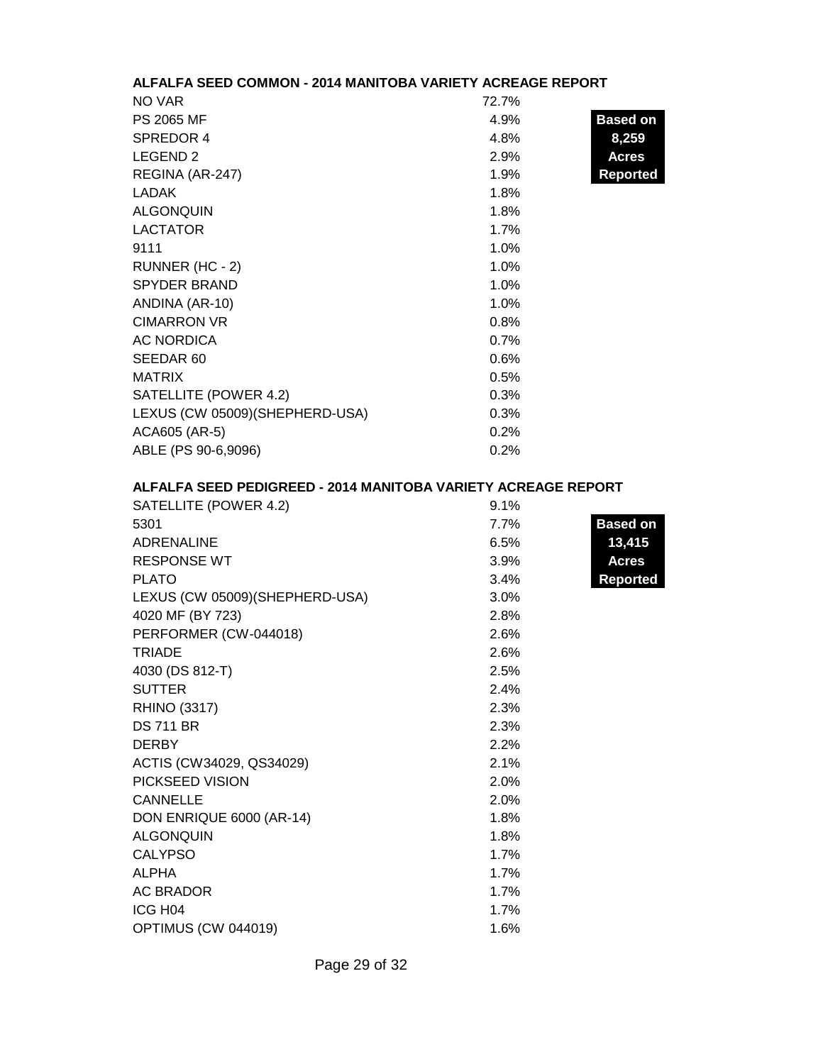## ALFALFA SEED COMMON - 2014 MANITOBA VARIETY ACREAGE REPORT

**Based on 8,259 Acres Reported**

| Variety | % |
|---|---|
| NO VAR | 72.7% |
| PS 2065 MF | 4.9% |
| SPREDOR 4 | 4.8% |
| LEGEND 2 | 2.9% |
| REGINA (AR-247) | 1.9% |
| LADAK | 1.8% |
| ALGONQUIN | 1.8% |
| LACTATOR | 1.7% |
| 9111 | 1.0% |
| RUNNER (HC - 2) | 1.0% |
| SPYDER BRAND | 1.0% |
| ANDINA (AR-10) | 1.0% |
| CIMARRON VR | 0.8% |
| AC NORDICA | 0.7% |
| SEEDAR 60 | 0.6% |
| MATRIX | 0.5% |
| SATELLITE (POWER 4.2) | 0.3% |
| LEXUS (CW 05009)(SHEPHERD-USA) | 0.3% |
| ACA605 (AR-5) | 0.2% |
| ABLE (PS 90-6,9096) | 0.2% |

## ALFALFA SEED PEDIGREED - 2014 MANITOBA VARIETY ACREAGE REPORT

**Based on 13,415 Acres Reported**

| Variety | % |
|---|---|
| SATELLITE (POWER 4.2) | 9.1% |
| 5301 | 7.7% |
| ADRENALINE | 6.5% |
| RESPONSE WT | 3.9% |
| PLATO | 3.4% |
| LEXUS (CW 05009)(SHEPHERD-USA) | 3.0% |
| 4020 MF (BY 723) | 2.8% |
| PERFORMER (CW-044018) | 2.6% |
| TRIADE | 2.6% |
| 4030 (DS 812-T) | 2.5% |
| SUTTER | 2.4% |
| RHINO (3317) | 2.3% |
| DS 711 BR | 2.3% |
| DERBY | 2.2% |
| ACTIS (CW34029, QS34029) | 2.1% |
| PICKSEED VISION | 2.0% |
| CANNELLE | 2.0% |
| DON ENRIQUE 6000 (AR-14) | 1.8% |
| ALGONQUIN | 1.8% |
| CALYPSO | 1.7% |
| ALPHA | 1.7% |
| AC BRADOR | 1.7% |
| ICG H04 | 1.7% |
| OPTIMUS (CW 044019) | 1.6% |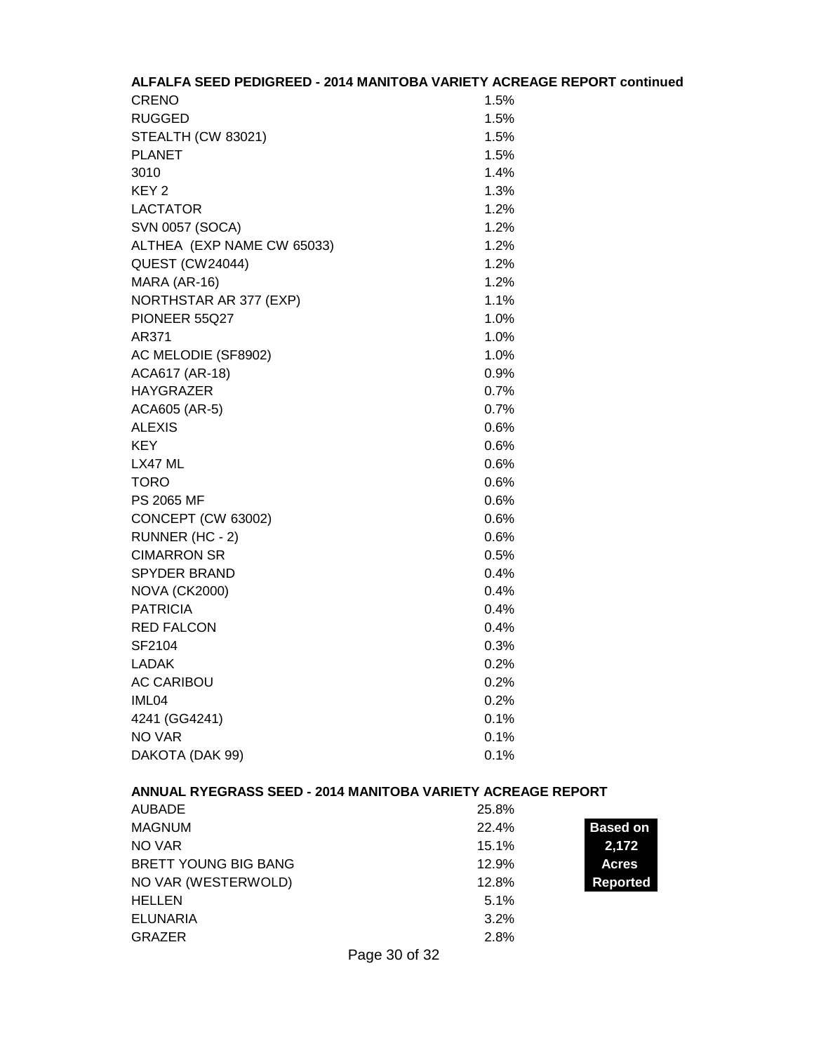**ALFALFA SEED PEDIGREED - 2014 MANITOBA VARIETY ACREAGE REPORT continued**

| Variety | Percent |
|---|---|
| CRENO | 1.5% |
| RUGGED | 1.5% |
| STEALTH (CW 83021) | 1.5% |
| PLANET | 1.5% |
| 3010 | 1.4% |
| KEY 2 | 1.3% |
| LACTATOR | 1.2% |
| SVN 0057 (SOCA) | 1.2% |
| ALTHEA (EXP NAME CW 65033) | 1.2% |
| QUEST (CW24044) | 1.2% |
| MARA (AR-16) | 1.2% |
| NORTHSTAR AR 377 (EXP) | 1.1% |
| PIONEER 55Q27 | 1.0% |
| AR371 | 1.0% |
| AC MELODIE (SF8902) | 1.0% |
| ACA617 (AR-18) | 0.9% |
| HAYGRAZER | 0.7% |
| ACA605 (AR-5) | 0.7% |
| ALEXIS | 0.6% |
| KEY | 0.6% |
| LX47 ML | 0.6% |
| TORO | 0.6% |
| PS 2065 MF | 0.6% |
| CONCEPT (CW 63002) | 0.6% |
| RUNNER (HC - 2) | 0.6% |
| CIMARRON SR | 0.5% |
| SPYDER BRAND | 0.4% |
| NOVA (CK2000) | 0.4% |
| PATRICIA | 0.4% |
| RED FALCON | 0.4% |
| SF2104 | 0.3% |
| LADAK | 0.2% |
| AC CARIBOU | 0.2% |
| IML04 | 0.2% |
| 4241 (GG4241) | 0.1% |
| NO VAR | 0.1% |
| DAKOTA (DAK 99) | 0.1% |

**ANNUAL RYEGRASS SEED - 2014 MANITOBA VARIETY ACREAGE REPORT**

**Based on 2,172 Acres Reported**

| Variety | Percent |
|---|---|
| AUBADE | 25.8% |
| MAGNUM | 22.4% |
| NO VAR | 15.1% |
| BRETT YOUNG BIG BANG | 12.9% |
| NO VAR (WESTERWOLD) | 12.8% |
| HELLEN | 5.1% |
| ELUNARIA | 3.2% |
| GRAZER | 2.8% |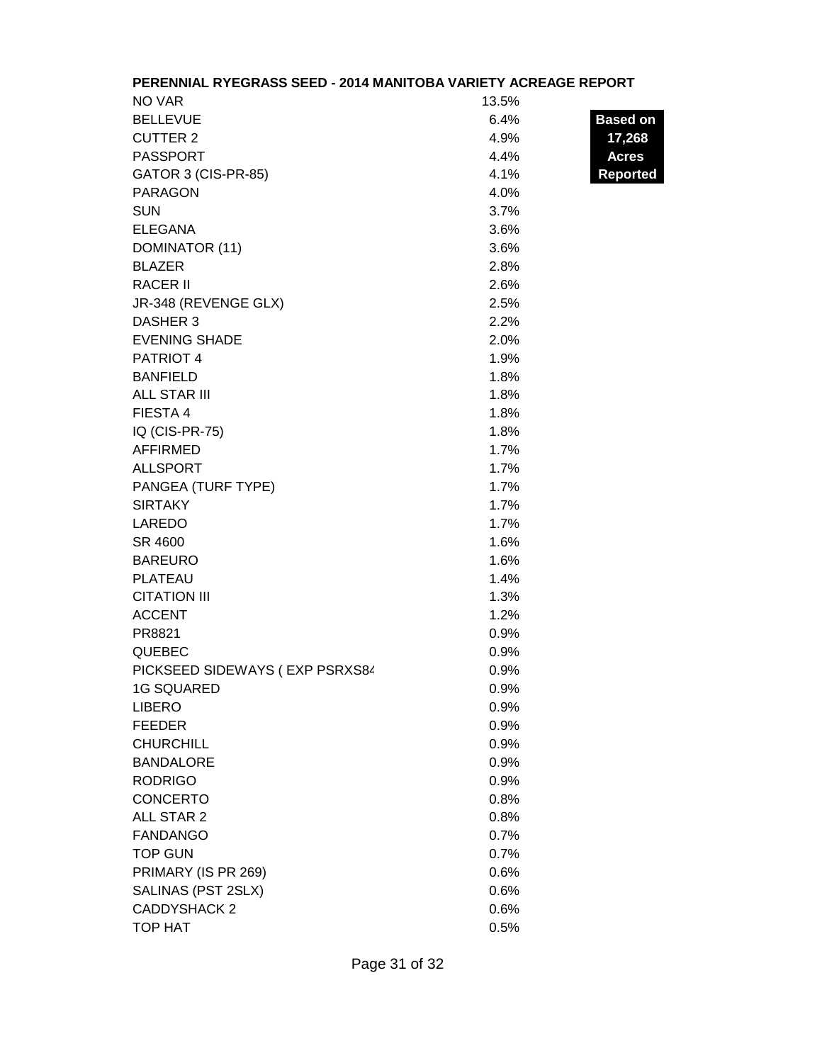**PERENNIAL RYEGRASS SEED - 2014 MANITOBA VARIETY ACREAGE REPORT**

**Based on 17,268 Acres Reported**

| Variety | Percent |
|---|---|
| NO VAR | 13.5% |
| BELLEVUE | 6.4% |
| CUTTER 2 | 4.9% |
| PASSPORT | 4.4% |
| GATOR 3 (CIS-PR-85) | 4.1% |
| PARAGON | 4.0% |
| SUN | 3.7% |
| ELEGANA | 3.6% |
| DOMINATOR (11) | 3.6% |
| BLAZER | 2.8% |
| RACER II | 2.6% |
| JR-348 (REVENGE GLX) | 2.5% |
| DASHER 3 | 2.2% |
| EVENING SHADE | 2.0% |
| PATRIOT 4 | 1.9% |
| BANFIELD | 1.8% |
| ALL STAR III | 1.8% |
| FIESTA 4 | 1.8% |
| IQ (CIS-PR-75) | 1.8% |
| AFFIRMED | 1.7% |
| ALLSPORT | 1.7% |
| PANGEA (TURF TYPE) | 1.7% |
| SIRTAKY | 1.7% |
| LAREDO | 1.7% |
| SR 4600 | 1.6% |
| BAREURO | 1.6% |
| PLATEAU | 1.4% |
| CITATION III | 1.3% |
| ACCENT | 1.2% |
| PR8821 | 0.9% |
| QUEBEC | 0.9% |
| PICKSEED SIDEWAYS ( EXP PSRXS84 | 0.9% |
| 1G SQUARED | 0.9% |
| LIBERO | 0.9% |
| FEEDER | 0.9% |
| CHURCHILL | 0.9% |
| BANDALORE | 0.9% |
| RODRIGO | 0.9% |
| CONCERTO | 0.8% |
| ALL STAR 2 | 0.8% |
| FANDANGO | 0.7% |
| TOP GUN | 0.7% |
| PRIMARY (IS PR 269) | 0.6% |
| SALINAS (PST 2SLX) | 0.6% |
| CADDYSHACK 2 | 0.6% |
| TOP HAT | 0.5% |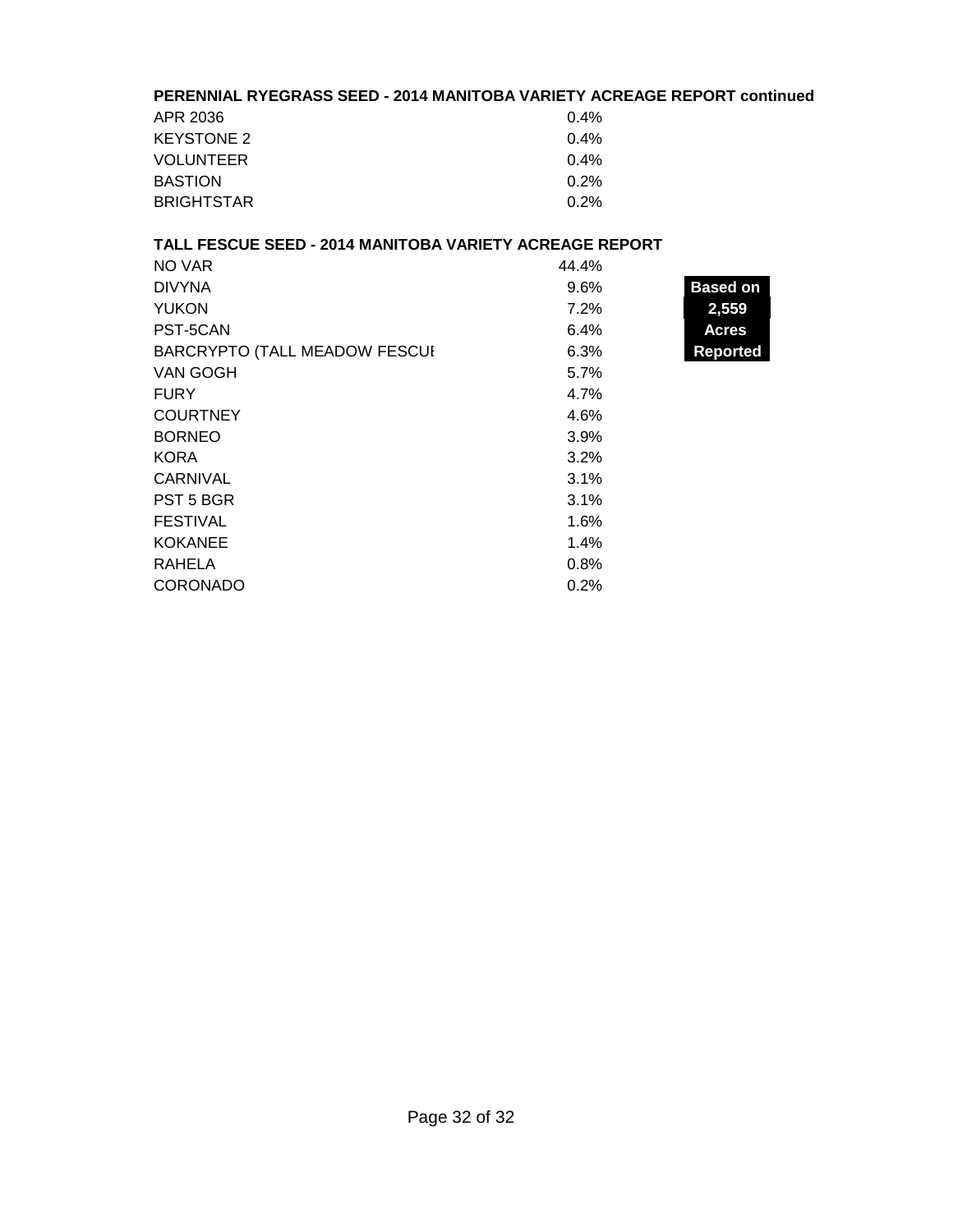**PERENNIAL RYEGRASS SEED - 2014 MANITOBA VARIETY ACREAGE REPORT continued**

| | |
|---|---|
| APR 2036 | 0.4% |
| KEYSTONE 2 | 0.4% |
| VOLUNTEER | 0.4% |
| BASTION | 0.2% |
| BRIGHTSTAR | 0.2% |

**TALL FESCUE SEED - 2014 MANITOBA VARIETY ACREAGE REPORT**

**Based on 2,559 Acres Reported**

| | |
|---|---|
| NO VAR | 44.4% |
| DIVYNA | 9.6% |
| YUKON | 7.2% |
| PST-5CAN | 6.4% |
| BARCRYPTO (TALL MEADOW FESCUI | 6.3% |
| VAN GOGH | 5.7% |
| FURY | 4.7% |
| COURTNEY | 4.6% |
| BORNEO | 3.9% |
| KORA | 3.2% |
| CARNIVAL | 3.1% |
| PST 5 BGR | 3.1% |
| FESTIVAL | 1.6% |
| KOKANEE | 1.4% |
| RAHELA | 0.8% |
| CORONADO | 0.2% |